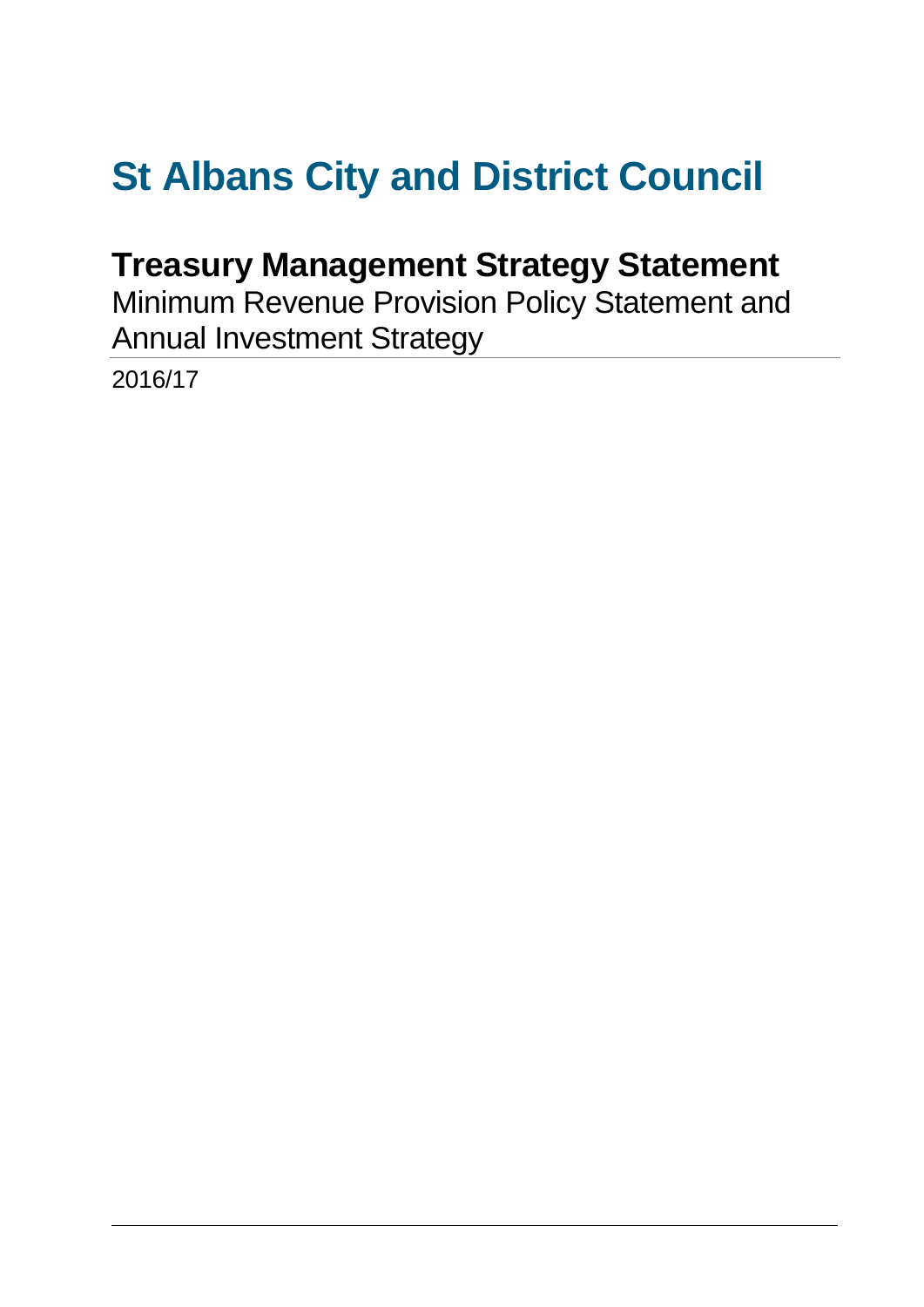# St Albans City and District Council

## Treasury Management Strategy Statement

Minimum Revenue Provision Policy Statement and Annual Investment Strategy

2016/17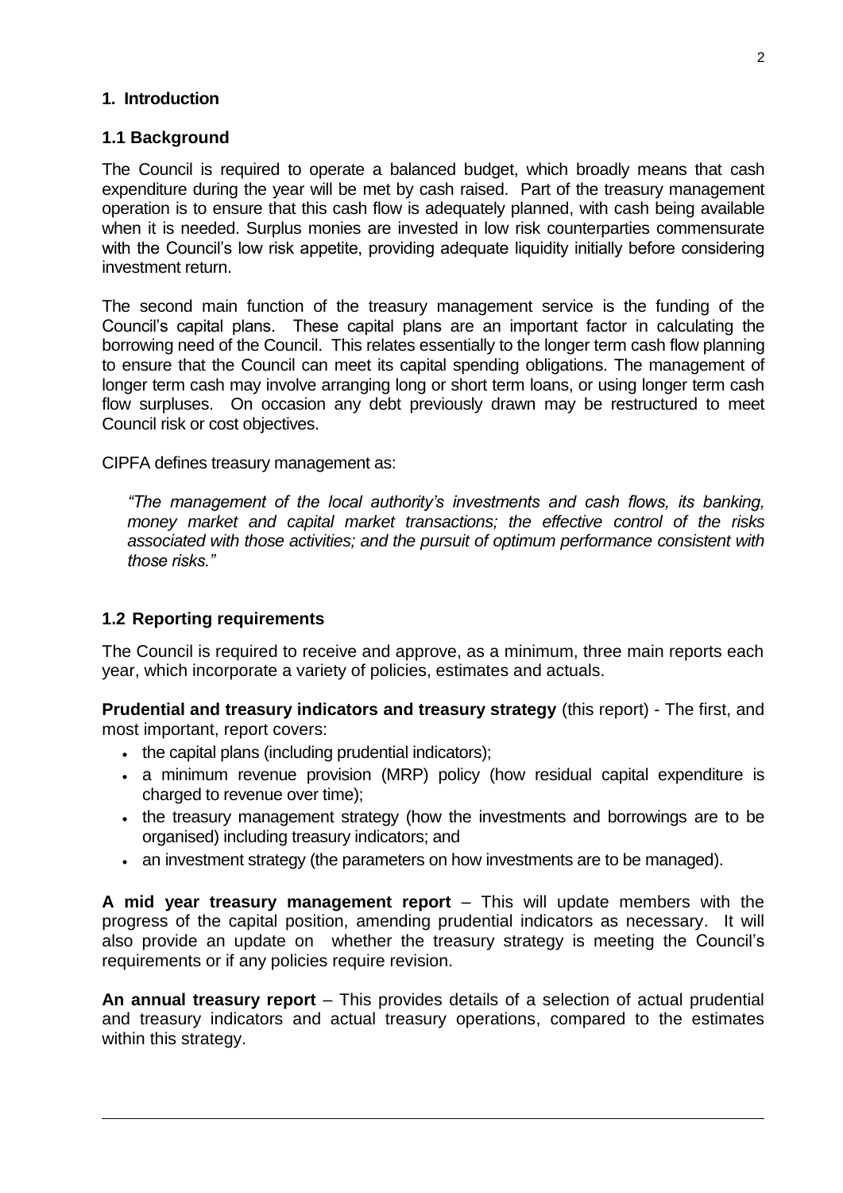## 1. Introduction

### 1.1 Background

The Council is required to operate a balanced budget, which broadly means that cash expenditure during the year will be met by cash raised. Part of the treasury management operation is to ensure that this cash flow is adequately planned, with cash being available when it is needed. Surplus monies are invested in low risk counterparties commensurate with the Council's low risk appetite, providing adequate liquidity initially before considering investment return.

The second main function of the treasury management service is the funding of the Council's capital plans. These capital plans are an important factor in calculating the borrowing need of the Council. This relates essentially to the longer term cash flow planning to ensure that the Council can meet its capital spending obligations. The management of longer term cash may involve arranging long or short term loans, or using longer term cash flow surpluses. On occasion any debt previously drawn may be restructured to meet Council risk or cost objectives.

CIPFA defines treasury management as:

> *"The management of the local authority's investments and cash flows, its banking, money market and capital market transactions; the effective control of the risks associated with those activities; and the pursuit of optimum performance consistent with those risks."*

### 1.2 Reporting requirements

The Council is required to receive and approve, as a minimum, three main reports each year, which incorporate a variety of policies, estimates and actuals.

**Prudential and treasury indicators and treasury strategy** (this report) - The first, and most important, report covers:

- the capital plans (including prudential indicators);
- a minimum revenue provision (MRP) policy (how residual capital expenditure is charged to revenue over time);
- the treasury management strategy (how the investments and borrowings are to be organised) including treasury indicators; and
- an investment strategy (the parameters on how investments are to be managed).

**A mid year treasury management report** – This will update members with the progress of the capital position, amending prudential indicators as necessary. It will also provide an update on whether the treasury strategy is meeting the Council's requirements or if any policies require revision.

**An annual treasury report** – This provides details of a selection of actual prudential and treasury indicators and actual treasury operations, compared to the estimates within this strategy.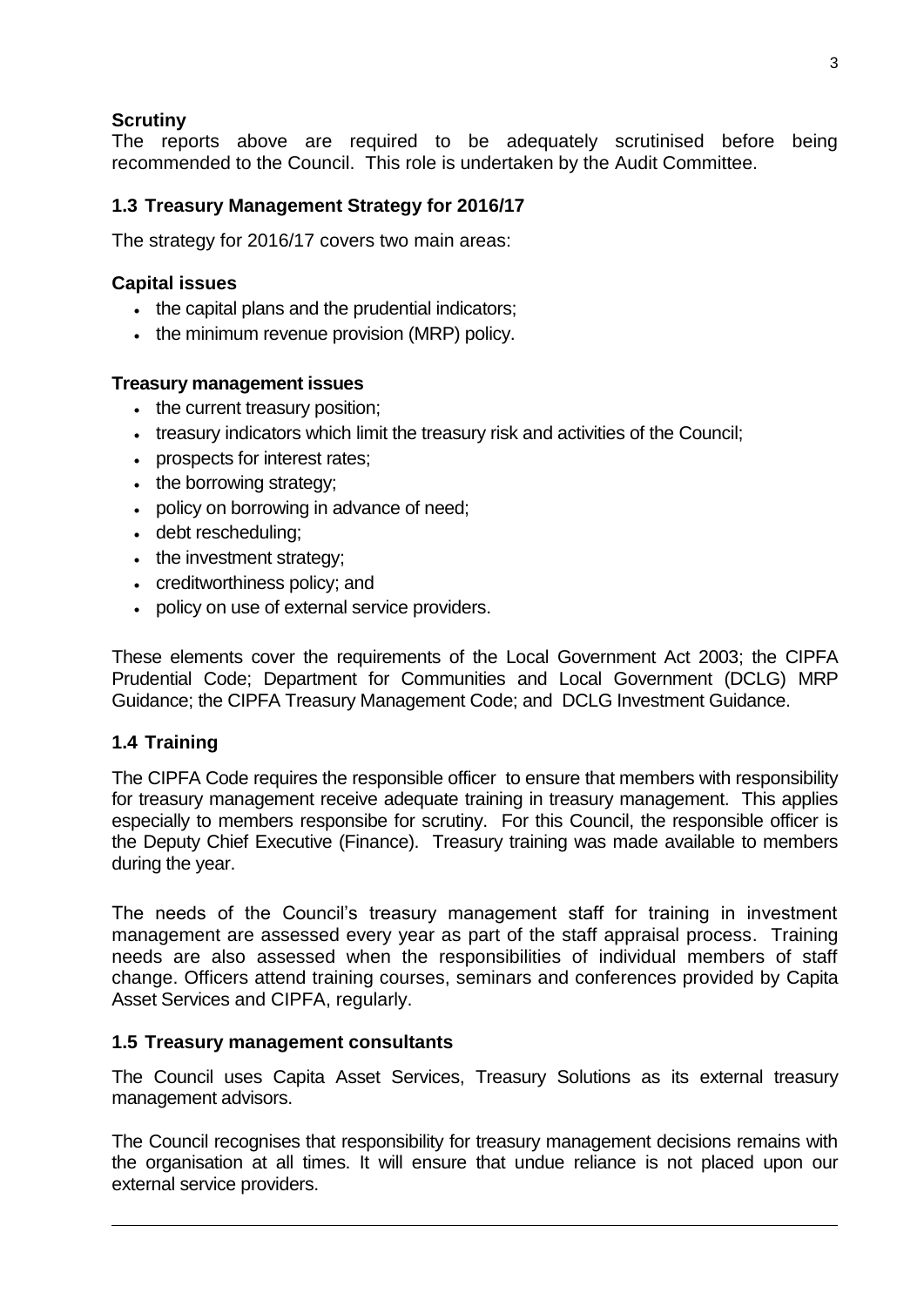**Scrutiny**

The reports above are required to be adequately scrutinised before being recommended to the Council. This role is undertaken by the Audit Committee.

### 1.3 Treasury Management Strategy for 2016/17

The strategy for 2016/17 covers two main areas:

**Capital issues**

- the capital plans and the prudential indicators;
- the minimum revenue provision (MRP) policy.

**Treasury management issues**

- the current treasury position;
- treasury indicators which limit the treasury risk and activities of the Council;
- prospects for interest rates;
- the borrowing strategy;
- policy on borrowing in advance of need;
- debt rescheduling;
- the investment strategy;
- creditworthiness policy; and
- policy on use of external service providers.

These elements cover the requirements of the Local Government Act 2003; the CIPFA Prudential Code; Department for Communities and Local Government (DCLG) MRP Guidance; the CIPFA Treasury Management Code; and DCLG Investment Guidance.

### 1.4 Training

The CIPFA Code requires the responsible officer to ensure that members with responsibility for treasury management receive adequate training in treasury management. This applies especially to members responsibe for scrutiny. For this Council, the responsible officer is the Deputy Chief Executive (Finance). Treasury training was made available to members during the year.

The needs of the Council's treasury management staff for training in investment management are assessed every year as part of the staff appraisal process. Training needs are also assessed when the responsibilities of individual members of staff change. Officers attend training courses, seminars and conferences provided by Capita Asset Services and CIPFA, regularly.

### 1.5 Treasury management consultants

The Council uses Capita Asset Services, Treasury Solutions as its external treasury management advisors.

The Council recognises that responsibility for treasury management decisions remains with the organisation at all times. It will ensure that undue reliance is not placed upon our external service providers.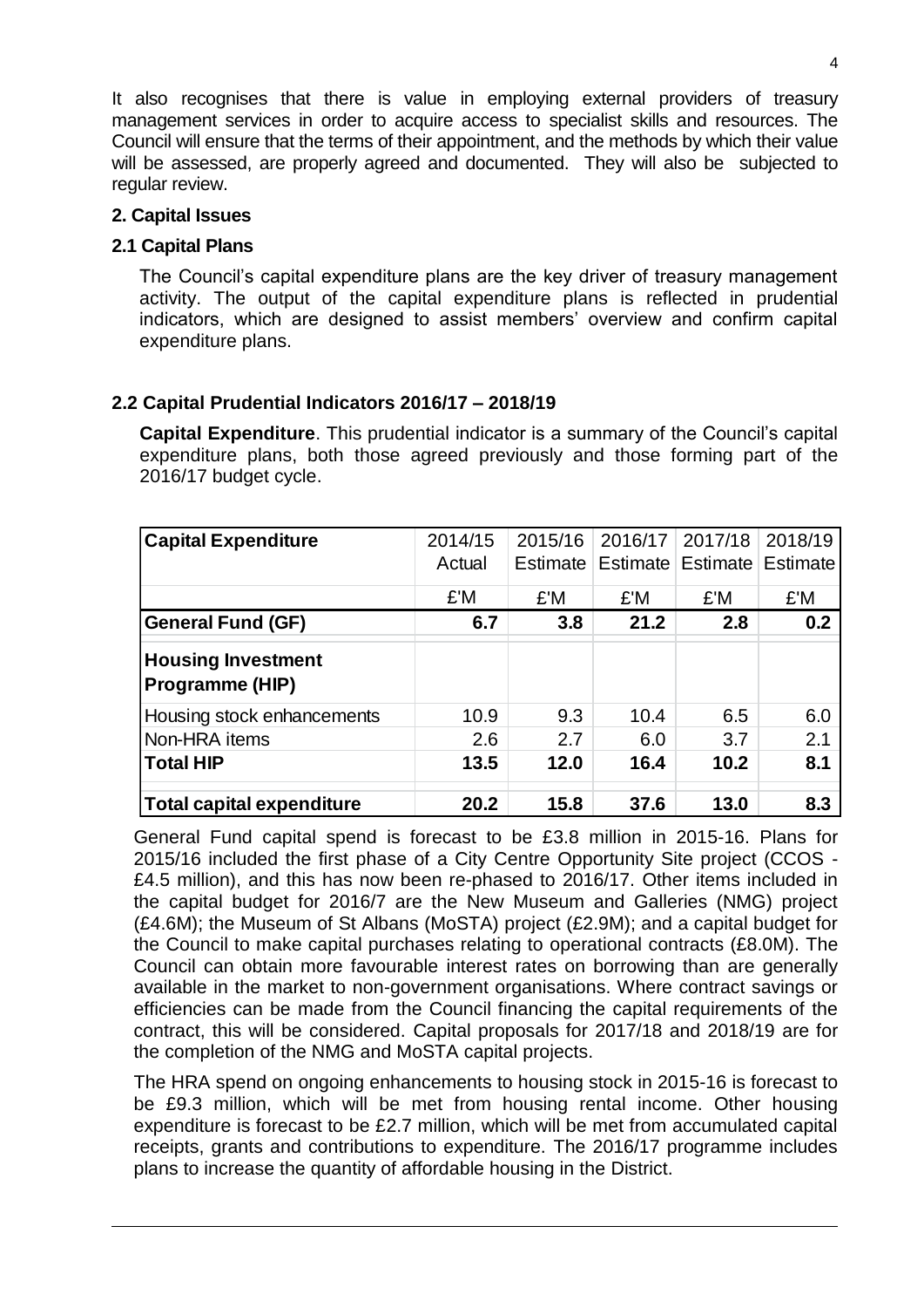It also recognises that there is value in employing external providers of treasury management services in order to acquire access to specialist skills and resources. The Council will ensure that the terms of their appointment, and the methods by which their value will be assessed, are properly agreed and documented. They will also be subjected to regular review.

## 2. Capital Issues

### 2.1 Capital Plans

The Council's capital expenditure plans are the key driver of treasury management activity. The output of the capital expenditure plans is reflected in prudential indicators, which are designed to assist members' overview and confirm capital expenditure plans.

### 2.2 Capital Prudential Indicators 2016/17 – 2018/19

**Capital Expenditure**. This prudential indicator is a summary of the Council's capital expenditure plans, both those agreed previously and those forming part of the 2016/17 budget cycle.

| Capital Expenditure | 2014/15 Actual | 2015/16 Estimate | 2016/17 Estimate | 2017/18 Estimate | 2018/19 Estimate |
|---|---|---|---|---|---|
| | £'M | £'M | £'M | £'M | £'M |
| **General Fund (GF)** | **6.7** | **3.8** | **21.2** | **2.8** | **0.2** |
| **Housing Investment Programme (HIP)** | | | | | |
| Housing stock enhancements | 10.9 | 9.3 | 10.4 | 6.5 | 6.0 |
| Non-HRA items | 2.6 | 2.7 | 6.0 | 3.7 | 2.1 |
| **Total HIP** | **13.5** | **12.0** | **16.4** | **10.2** | **8.1** |
| **Total capital expenditure** | **20.2** | **15.8** | **37.6** | **13.0** | **8.3** |

General Fund capital spend is forecast to be £3.8 million in 2015-16. Plans for 2015/16 included the first phase of a City Centre Opportunity Site project (CCOS - £4.5 million), and this has now been re-phased to 2016/17. Other items included in the capital budget for 2016/7 are the New Museum and Galleries (NMG) project (£4.6M); the Museum of St Albans (MoSTA) project (£2.9M); and a capital budget for the Council to make capital purchases relating to operational contracts (£8.0M). The Council can obtain more favourable interest rates on borrowing than are generally available in the market to non-government organisations. Where contract savings or efficiencies can be made from the Council financing the capital requirements of the contract, this will be considered. Capital proposals for 2017/18 and 2018/19 are for the completion of the NMG and MoSTA capital projects.

The HRA spend on ongoing enhancements to housing stock in 2015-16 is forecast to be £9.3 million, which will be met from housing rental income. Other housing expenditure is forecast to be £2.7 million, which will be met from accumulated capital receipts, grants and contributions to expenditure. The 2016/17 programme includes plans to increase the quantity of affordable housing in the District.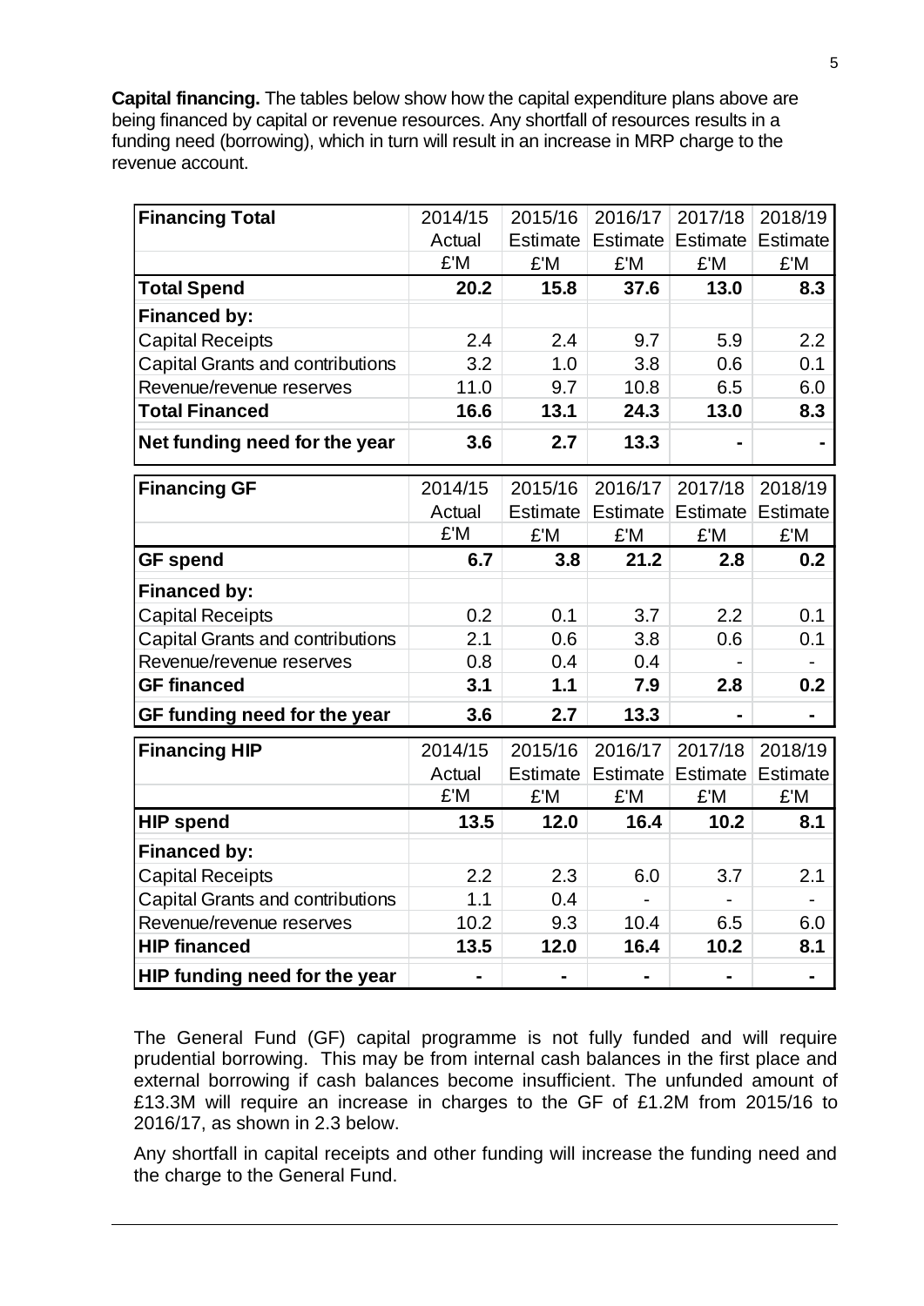**Capital financing.** The tables below show how the capital expenditure plans above are being financed by capital or revenue resources. Any shortfall of resources results in a funding need (borrowing), which in turn will result in an increase in MRP charge to the revenue account.

| **Financing Total** | 2014/15 Actual | 2015/16 Estimate | 2016/17 Estimate | 2017/18 Estimate | 2018/19 Estimate |
|---|---|---|---|---|---|
| | £'M | £'M | £'M | £'M | £'M |
| **Total Spend** | **20.2** | **15.8** | **37.6** | **13.0** | **8.3** |
| **Financed by:** | | | | | |
| Capital Receipts | 2.4 | 2.4 | 9.7 | 5.9 | 2.2 |
| Capital Grants and contributions | 3.2 | 1.0 | 3.8 | 0.6 | 0.1 |
| Revenue/revenue reserves | 11.0 | 9.7 | 10.8 | 6.5 | 6.0 |
| **Total Financed** | **16.6** | **13.1** | **24.3** | **13.0** | **8.3** |
| **Net funding need for the year** | **3.6** | **2.7** | **13.3** | **-** | **-** |

| **Financing GF** | 2014/15 Actual | 2015/16 Estimate | 2016/17 Estimate | 2017/18 Estimate | 2018/19 Estimate |
|---|---|---|---|---|---|
| | £'M | £'M | £'M | £'M | £'M |
| **GF spend** | **6.7** | **3.8** | **21.2** | **2.8** | **0.2** |
| **Financed by:** | | | | | |
| Capital Receipts | 0.2 | 0.1 | 3.7 | 2.2 | 0.1 |
| Capital Grants and contributions | 2.1 | 0.6 | 3.8 | 0.6 | 0.1 |
| Revenue/revenue reserves | 0.8 | 0.4 | 0.4 | - | - |
| **GF financed** | **3.1** | **1.1** | **7.9** | **2.8** | **0.2** |
| **GF funding need for the year** | **3.6** | **2.7** | **13.3** | **-** | **-** |

| **Financing HIP** | 2014/15 Actual | 2015/16 Estimate | 2016/17 Estimate | 2017/18 Estimate | 2018/19 Estimate |
|---|---|---|---|---|---|
| | £'M | £'M | £'M | £'M | £'M |
| **HIP spend** | **13.5** | **12.0** | **16.4** | **10.2** | **8.1** |
| **Financed by:** | | | | | |
| Capital Receipts | 2.2 | 2.3 | 6.0 | 3.7 | 2.1 |
| Capital Grants and contributions | 1.1 | 0.4 | - | - | - |
| Revenue/revenue reserves | 10.2 | 9.3 | 10.4 | 6.5 | 6.0 |
| **HIP financed** | **13.5** | **12.0** | **16.4** | **10.2** | **8.1** |
| **HIP funding need for the year** | **-** | **-** | **-** | **-** | **-** |

The General Fund (GF) capital programme is not fully funded and will require prudential borrowing. This may be from internal cash balances in the first place and external borrowing if cash balances become insufficient. The unfunded amount of £13.3M will require an increase in charges to the GF of £1.2M from 2015/16 to 2016/17, as shown in 2.3 below.

Any shortfall in capital receipts and other funding will increase the funding need and the charge to the General Fund.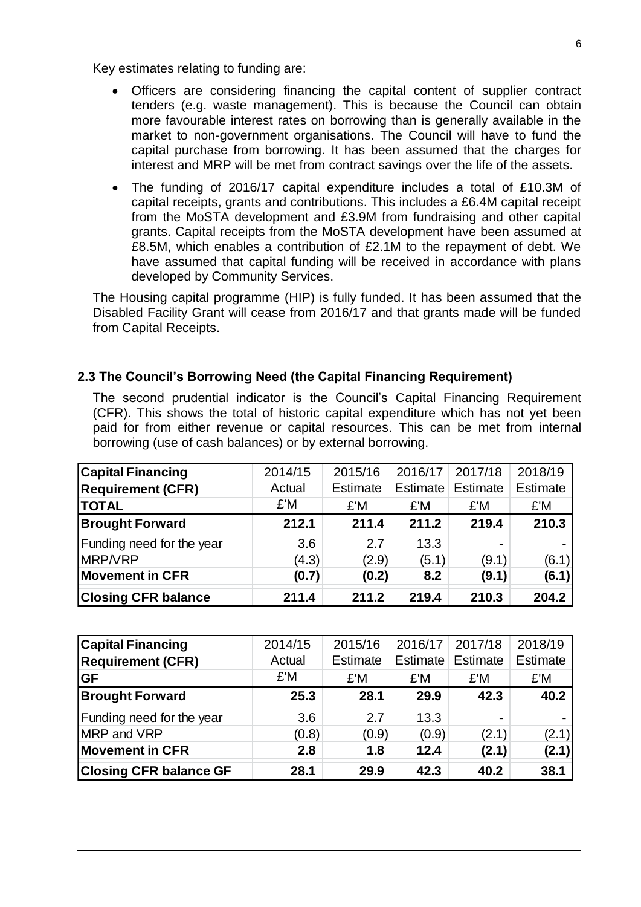Key estimates relating to funding are:

- Officers are considering financing the capital content of supplier contract tenders (e.g. waste management). This is because the Council can obtain more favourable interest rates on borrowing than is generally available in the market to non-government organisations. The Council will have to fund the capital purchase from borrowing. It has been assumed that the charges for interest and MRP will be met from contract savings over the life of the assets.
- The funding of 2016/17 capital expenditure includes a total of £10.3M of capital receipts, grants and contributions. This includes a £6.4M capital receipt from the MoSTA development and £3.9M from fundraising and other capital grants. Capital receipts from the MoSTA development have been assumed at £8.5M, which enables a contribution of £2.1M to the repayment of debt. We have assumed that capital funding will be received in accordance with plans developed by Community Services.

The Housing capital programme (HIP) is fully funded. It has been assumed that the Disabled Facility Grant will cease from 2016/17 and that grants made will be funded from Capital Receipts.

### 2.3 The Council's Borrowing Need (the Capital Financing Requirement)

The second prudential indicator is the Council's Capital Financing Requirement (CFR). This shows the total of historic capital expenditure which has not yet been paid for from either revenue or capital resources. This can be met from internal borrowing (use of cash balances) or by external borrowing.

| **Capital Financing Requirement (CFR) TOTAL** | 2014/15 Actual £'M | 2015/16 Estimate £'M | 2016/17 Estimate £'M | 2017/18 Estimate £'M | 2018/19 Estimate £'M |
|---|---|---|---|---|---|
| **Brought Forward** | **212.1** | **211.4** | **211.2** | **219.4** | **210.3** |
| Funding need for the year | 3.6 | 2.7 | 13.3 | - | - |
| MRP/VRP | (4.3) | (2.9) | (5.1) | (9.1) | (6.1) |
| **Movement in CFR** | **(0.7)** | **(0.2)** | **8.2** | **(9.1)** | **(6.1)** |
| **Closing CFR balance** | **211.4** | **211.2** | **219.4** | **210.3** | **204.2** |

| **Capital Financing Requirement (CFR) GF** | 2014/15 Actual £'M | 2015/16 Estimate £'M | 2016/17 Estimate £'M | 2017/18 Estimate £'M | 2018/19 Estimate £'M |
|---|---|---|---|---|---|
| **Brought Forward** | **25.3** | **28.1** | **29.9** | **42.3** | **40.2** |
| Funding need for the year | 3.6 | 2.7 | 13.3 | - | - |
| MRP and VRP | (0.8) | (0.9) | (0.9) | (2.1) | (2.1) |
| **Movement in CFR** | **2.8** | **1.8** | **12.4** | **(2.1)** | **(2.1)** |
| **Closing CFR balance GF** | **28.1** | **29.9** | **42.3** | **40.2** | **38.1** |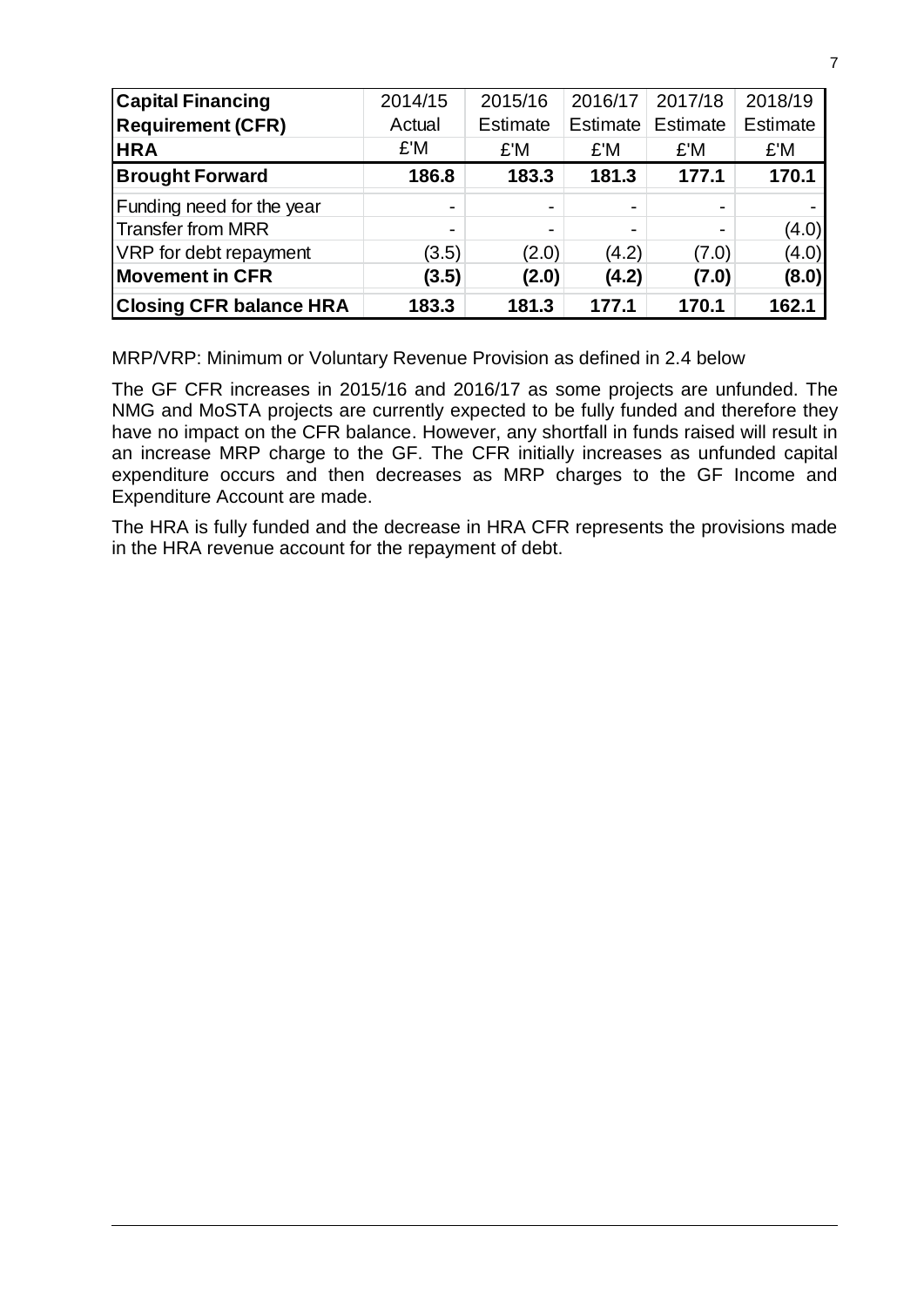| **Capital Financing Requirement (CFR) HRA** | 2014/15 Actual £'M | 2015/16 Estimate £'M | 2016/17 Estimate £'M | 2017/18 Estimate £'M | 2018/19 Estimate £'M |
|---|---|---|---|---|---|
| **Brought Forward** | **186.8** | **183.3** | **181.3** | **177.1** | **170.1** |
| Funding need for the year | - | - | - | - | - |
| Transfer from MRR | - | - | - | - | (4.0) |
| VRP for debt repayment | (3.5) | (2.0) | (4.2) | (7.0) | (4.0) |
| **Movement in CFR** | **(3.5)** | **(2.0)** | **(4.2)** | **(7.0)** | **(8.0)** |
| **Closing CFR balance HRA** | **183.3** | **181.3** | **177.1** | **170.1** | **162.1** |

MRP/VRP: Minimum or Voluntary Revenue Provision as defined in 2.4 below

The GF CFR increases in 2015/16 and 2016/17 as some projects are unfunded. The NMG and MoSTA projects are currently expected to be fully funded and therefore they have no impact on the CFR balance. However, any shortfall in funds raised will result in an increase MRP charge to the GF. The CFR initially increases as unfunded capital expenditure occurs and then decreases as MRP charges to the GF Income and Expenditure Account are made.

The HRA is fully funded and the decrease in HRA CFR represents the provisions made in the HRA revenue account for the repayment of debt.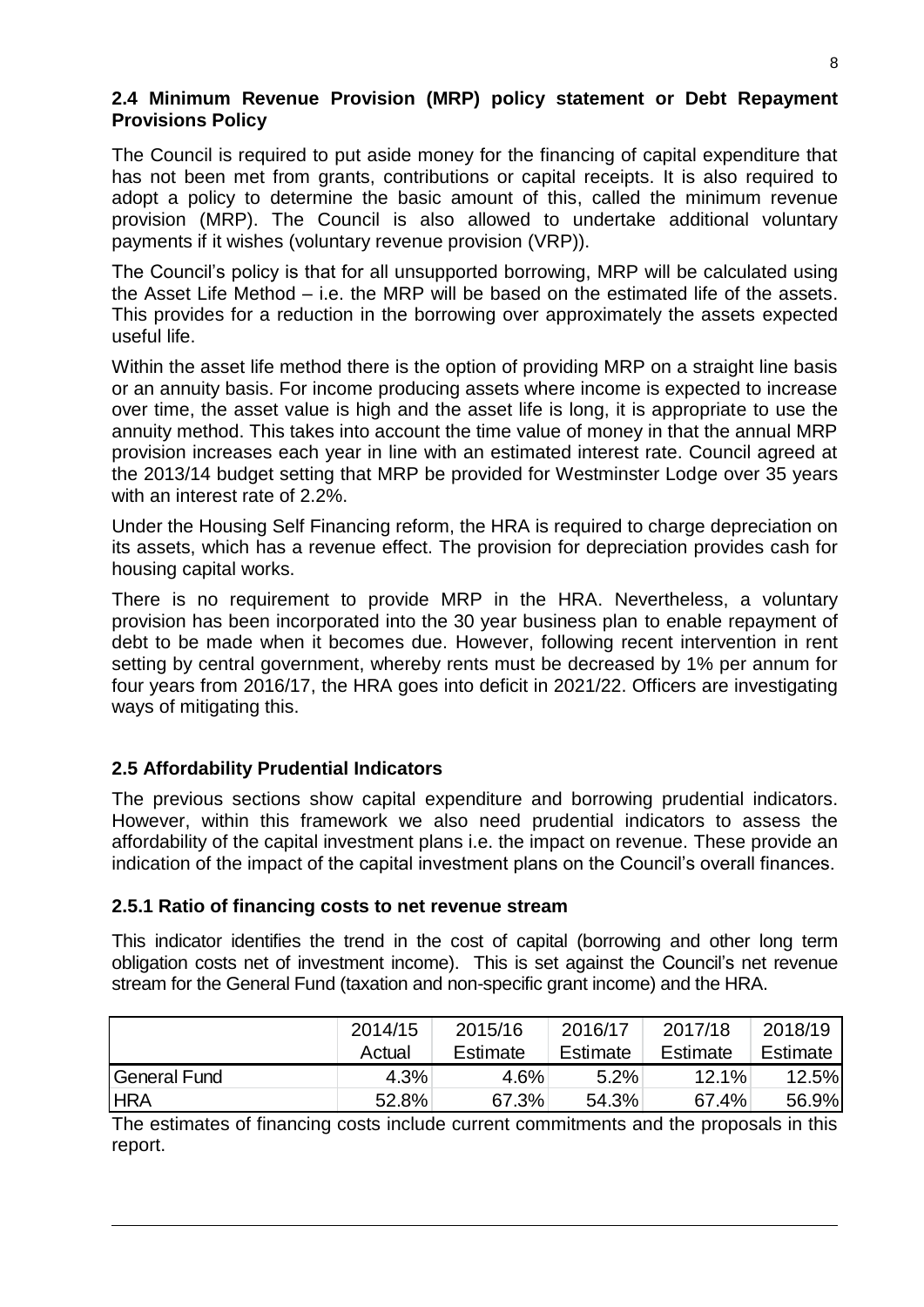### 2.4 Minimum Revenue Provision (MRP) policy statement or Debt Repayment Provisions Policy

The Council is required to put aside money for the financing of capital expenditure that has not been met from grants, contributions or capital receipts. It is also required to adopt a policy to determine the basic amount of this, called the minimum revenue provision (MRP). The Council is also allowed to undertake additional voluntary payments if it wishes (voluntary revenue provision (VRP)).

The Council's policy is that for all unsupported borrowing, MRP will be calculated using the Asset Life Method – i.e. the MRP will be based on the estimated life of the assets. This provides for a reduction in the borrowing over approximately the assets expected useful life.

Within the asset life method there is the option of providing MRP on a straight line basis or an annuity basis. For income producing assets where income is expected to increase over time, the asset value is high and the asset life is long, it is appropriate to use the annuity method. This takes into account the time value of money in that the annual MRP provision increases each year in line with an estimated interest rate. Council agreed at the 2013/14 budget setting that MRP be provided for Westminster Lodge over 35 years with an interest rate of 2.2%.

Under the Housing Self Financing reform, the HRA is required to charge depreciation on its assets, which has a revenue effect. The provision for depreciation provides cash for housing capital works.

There is no requirement to provide MRP in the HRA. Nevertheless, a voluntary provision has been incorporated into the 30 year business plan to enable repayment of debt to be made when it becomes due. However, following recent intervention in rent setting by central government, whereby rents must be decreased by 1% per annum for four years from 2016/17, the HRA goes into deficit in 2021/22. Officers are investigating ways of mitigating this.

### 2.5 Affordability Prudential Indicators

The previous sections show capital expenditure and borrowing prudential indicators. However, within this framework we also need prudential indicators to assess the affordability of the capital investment plans i.e. the impact on revenue. These provide an indication of the impact of the capital investment plans on the Council's overall finances.

### 2.5.1 Ratio of financing costs to net revenue stream

This indicator identifies the trend in the cost of capital (borrowing and other long term obligation costs net of investment income). This is set against the Council's net revenue stream for the General Fund (taxation and non-specific grant income) and the HRA.

| | 2014/15 Actual | 2015/16 Estimate | 2016/17 Estimate | 2017/18 Estimate | 2018/19 Estimate |
|---|---|---|---|---|---|
| General Fund | 4.3% | 4.6% | 5.2% | 12.1% | 12.5% |
| HRA | 52.8% | 67.3% | 54.3% | 67.4% | 56.9% |

The estimates of financing costs include current commitments and the proposals in this report.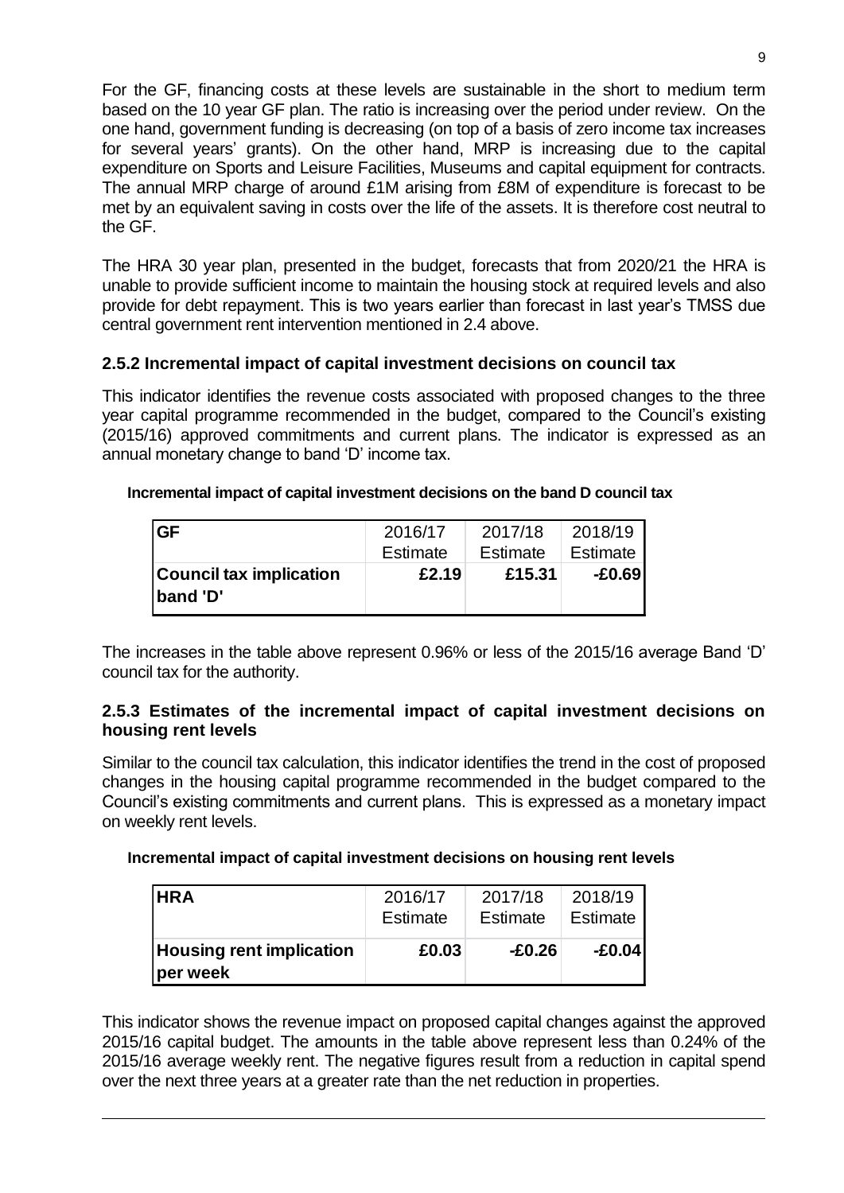For the GF, financing costs at these levels are sustainable in the short to medium term based on the 10 year GF plan. The ratio is increasing over the period under review. On the one hand, government funding is decreasing (on top of a basis of zero income tax increases for several years' grants). On the other hand, MRP is increasing due to the capital expenditure on Sports and Leisure Facilities, Museums and capital equipment for contracts. The annual MRP charge of around £1M arising from £8M of expenditure is forecast to be met by an equivalent saving in costs over the life of the assets. It is therefore cost neutral to the GF.

The HRA 30 year plan, presented in the budget, forecasts that from 2020/21 the HRA is unable to provide sufficient income to maintain the housing stock at required levels and also provide for debt repayment. This is two years earlier than forecast in last year's TMSS due central government rent intervention mentioned in 2.4 above.

### 2.5.2 Incremental impact of capital investment decisions on council tax

This indicator identifies the revenue costs associated with proposed changes to the three year capital programme recommended in the budget, compared to the Council's existing (2015/16) approved commitments and current plans. The indicator is expressed as an annual monetary change to band 'D' income tax.

**Incremental impact of capital investment decisions on the band D council tax**

| GF | 2016/17 Estimate | 2017/18 Estimate | 2018/19 Estimate |
|---|---|---|---|
| **Council tax implication band 'D'** | **£2.19** | **£15.31** | **-£0.69** |

The increases in the table above represent 0.96% or less of the 2015/16 average Band 'D' council tax for the authority.

### 2.5.3 Estimates of the incremental impact of capital investment decisions on housing rent levels

Similar to the council tax calculation, this indicator identifies the trend in the cost of proposed changes in the housing capital programme recommended in the budget compared to the Council's existing commitments and current plans. This is expressed as a monetary impact on weekly rent levels.

**Incremental impact of capital investment decisions on housing rent levels**

| HRA | 2016/17 Estimate | 2017/18 Estimate | 2018/19 Estimate |
|---|---|---|---|
| **Housing rent implication per week** | **£0.03** | **-£0.26** | **-£0.04** |

This indicator shows the revenue impact on proposed capital changes against the approved 2015/16 capital budget. The amounts in the table above represent less than 0.24% of the 2015/16 average weekly rent. The negative figures result from a reduction in capital spend over the next three years at a greater rate than the net reduction in properties.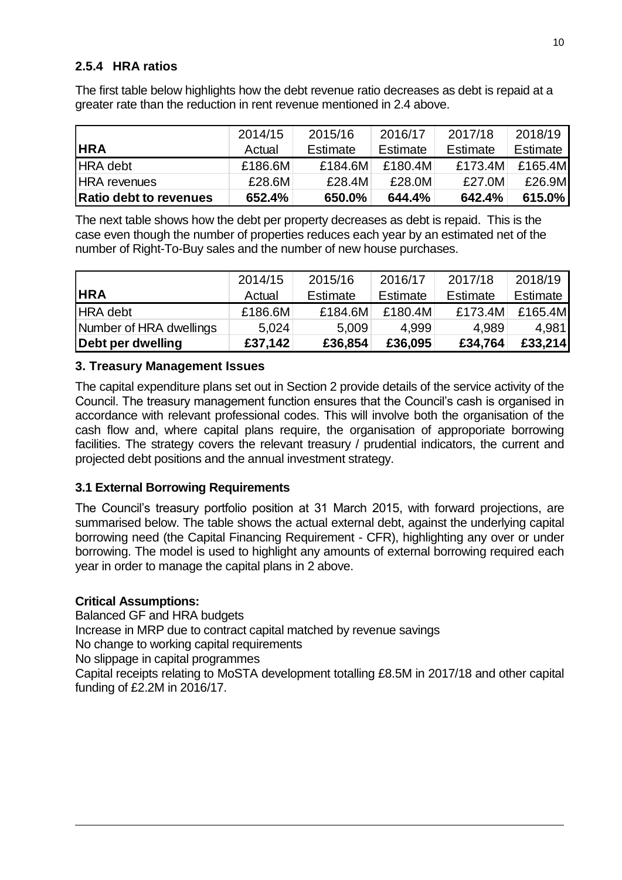### 2.5.4 HRA ratios

The first table below highlights how the debt revenue ratio decreases as debt is repaid at a greater rate than the reduction in rent revenue mentioned in 2.4 above.

| HRA | 2014/15 Actual | 2015/16 Estimate | 2016/17 Estimate | 2017/18 Estimate | 2018/19 Estimate |
|---|---|---|---|---|---|
| HRA debt | £186.6M | £184.6M | £180.4M | £173.4M | £165.4M |
| HRA revenues | £28.6M | £28.4M | £28.0M | £27.0M | £26.9M |
| **Ratio debt to revenues** | **652.4%** | **650.0%** | **644.4%** | **642.4%** | **615.0%** |

The next table shows how the debt per property decreases as debt is repaid. This is the case even though the number of properties reduces each year by an estimated net of the number of Right-To-Buy sales and the number of new house purchases.

| HRA | 2014/15 Actual | 2015/16 Estimate | 2016/17 Estimate | 2017/18 Estimate | 2018/19 Estimate |
|---|---|---|---|---|---|
| HRA debt | £186.6M | £184.6M | £180.4M | £173.4M | £165.4M |
| Number of HRA dwellings | 5,024 | 5,009 | 4,999 | 4,989 | 4,981 |
| **Debt per dwelling** | **£37,142** | **£36,854** | **£36,095** | **£34,764** | **£33,214** |

## 3. Treasury Management Issues

The capital expenditure plans set out in Section 2 provide details of the service activity of the Council. The treasury management function ensures that the Council's cash is organised in accordance with relevant professional codes. This will involve both the organisation of the cash flow and, where capital plans require, the organisation of approporiate borrowing facilities. The strategy covers the relevant treasury / prudential indicators, the current and projected debt positions and the annual investment strategy.

### 3.1 External Borrowing Requirements

The Council's treasury portfolio position at 31 March 2015, with forward projections, are summarised below. The table shows the actual external debt, against the underlying capital borrowing need (the Capital Financing Requirement - CFR), highlighting any over or under borrowing. The model is used to highlight any amounts of external borrowing required each year in order to manage the capital plans in 2 above.

**Critical Assumptions:**

Balanced GF and HRA budgets
Increase in MRP due to contract capital matched by revenue savings
No change to working capital requirements
No slippage in capital programmes
Capital receipts relating to MoSTA development totalling £8.5M in 2017/18 and other capital funding of £2.2M in 2016/17.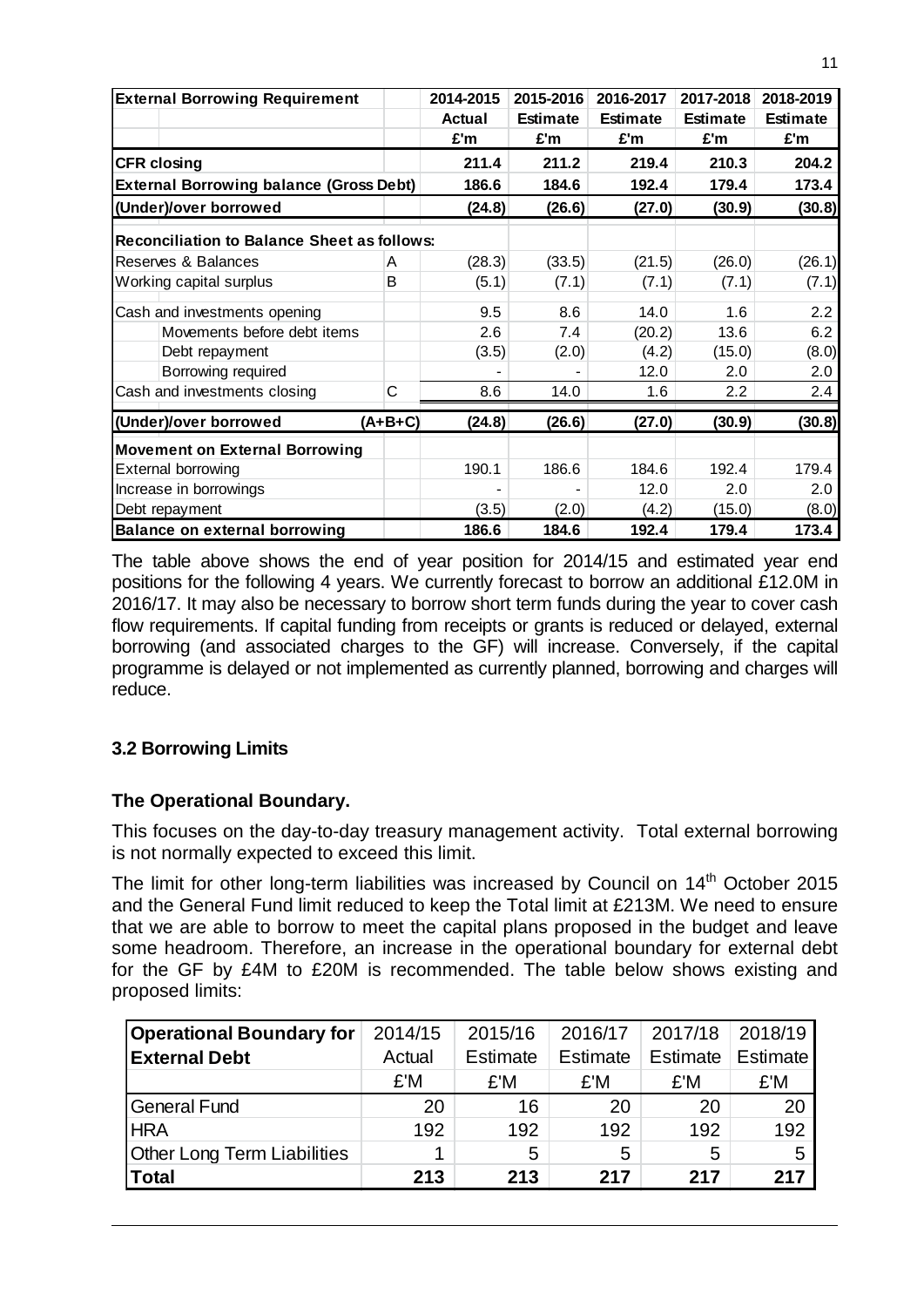| External Borrowing Requirement | | 2014-2015 | 2015-2016 | 2016-2017 | 2017-2018 | 2018-2019 |
|---|---|---|---|---|---|---|
| | | Actual | Estimate | Estimate | Estimate | Estimate |
| | | £'m | £'m | £'m | £'m | £'m |
| **CFR closing** | | **211.4** | **211.2** | **219.4** | **210.3** | **204.2** |
| **External Borrowing balance (Gross Debt)** | | **186.6** | **184.6** | **192.4** | **179.4** | **173.4** |
| **(Under)/over borrowed** | | **(24.8)** | **(26.6)** | **(27.0)** | **(30.9)** | **(30.8)** |
| **Reconciliation to Balance Sheet as follows:** | | | | | | |
| Reserves & Balances | A | (28.3) | (33.5) | (21.5) | (26.0) | (26.1) |
| Working capital surplus | B | (5.1) | (7.1) | (7.1) | (7.1) | (7.1) |
| Cash and investments opening | | 9.5 | 8.6 | 14.0 | 1.6 | 2.2 |
| Movements before debt items | | 2.6 | 7.4 | (20.2) | 13.6 | 6.2 |
| Debt repayment | | (3.5) | (2.0) | (4.2) | (15.0) | (8.0) |
| Borrowing required | | - | - | 12.0 | 2.0 | 2.0 |
| Cash and investments closing | C | 8.6 | 14.0 | 1.6 | 2.2 | 2.4 |
| **(Under)/over borrowed** | **(A+B+C)** | **(24.8)** | **(26.6)** | **(27.0)** | **(30.9)** | **(30.8)** |
| **Movement on External Borrowing** | | | | | | |
| External borrowing | | 190.1 | 186.6 | 184.6 | 192.4 | 179.4 |
| Increase in borrowings | | - | - | 12.0 | 2.0 | 2.0 |
| Debt repayment | | (3.5) | (2.0) | (4.2) | (15.0) | (8.0) |
| **Balance on external borrowing** | | **186.6** | **184.6** | **192.4** | **179.4** | **173.4** |

The table above shows the end of year position for 2014/15 and estimated year end positions for the following 4 years. We currently forecast to borrow an additional £12.0M in 2016/17. It may also be necessary to borrow short term funds during the year to cover cash flow requirements. If capital funding from receipts or grants is reduced or delayed, external borrowing (and associated charges to the GF) will increase. Conversely, if the capital programme is delayed or not implemented as currently planned, borrowing and charges will reduce.

### 3.2 Borrowing Limits

**The Operational Boundary.**

This focuses on the day-to-day treasury management activity. Total external borrowing is not normally expected to exceed this limit.

The limit for other long-term liabilities was increased by Council on 14th October 2015 and the General Fund limit reduced to keep the Total limit at £213M. We need to ensure that we are able to borrow to meet the capital plans proposed in the budget and leave some headroom. Therefore, an increase in the operational boundary for external debt for the GF by £4M to £20M is recommended. The table below shows existing and proposed limits:

| Operational Boundary for External Debt | 2014/15 Actual | 2015/16 Estimate | 2016/17 Estimate | 2017/18 Estimate | 2018/19 Estimate |
|---|---|---|---|---|---|
| | £'M | £'M | £'M | £'M | £'M |
| General Fund | 20 | 16 | 20 | 20 | 20 |
| HRA | 192 | 192 | 192 | 192 | 192 |
| Other Long Term Liabilities | 1 | 5 | 5 | 5 | 5 |
| **Total** | **213** | **213** | **217** | **217** | **217** |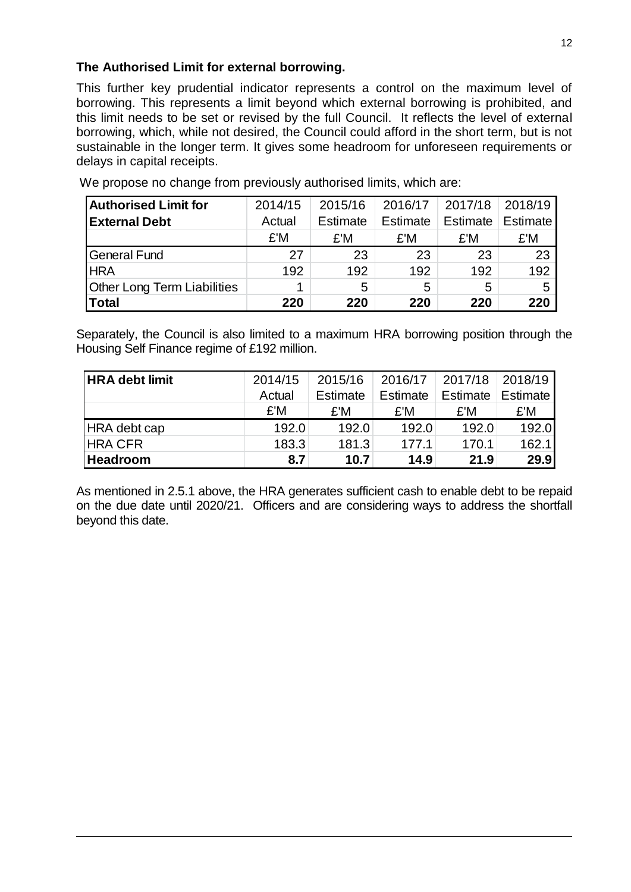**The Authorised Limit for external borrowing.**

This further key prudential indicator represents a control on the maximum level of borrowing. This represents a limit beyond which external borrowing is prohibited, and this limit needs to be set or revised by the full Council. It reflects the level of external borrowing, which, while not desired, the Council could afford in the short term, but is not sustainable in the longer term. It gives some headroom for unforeseen requirements or delays in capital receipts.

We propose no change from previously authorised limits, which are:

| **Authorised Limit for External Debt** | 2014/15 Actual | 2015/16 Estimate | 2016/17 Estimate | 2017/18 Estimate | 2018/19 Estimate |
|---|---|---|---|---|---|
| | £'M | £'M | £'M | £'M | £'M |
| General Fund | 27 | 23 | 23 | 23 | 23 |
| HRA | 192 | 192 | 192 | 192 | 192 |
| Other Long Term Liabilities | 1 | 5 | 5 | 5 | 5 |
| **Total** | **220** | **220** | **220** | **220** | **220** |

Separately, the Council is also limited to a maximum HRA borrowing position through the Housing Self Finance regime of £192 million.

| **HRA debt limit** | 2014/15 Actual | 2015/16 Estimate | 2016/17 Estimate | 2017/18 Estimate | 2018/19 Estimate |
|---|---|---|---|---|---|
| | £'M | £'M | £'M | £'M | £'M |
| HRA debt cap | 192.0 | 192.0 | 192.0 | 192.0 | 192.0 |
| HRA CFR | 183.3 | 181.3 | 177.1 | 170.1 | 162.1 |
| **Headroom** | **8.7** | **10.7** | **14.9** | **21.9** | **29.9** |

As mentioned in 2.5.1 above, the HRA generates sufficient cash to enable debt to be repaid on the due date until 2020/21. Officers and are considering ways to address the shortfall beyond this date.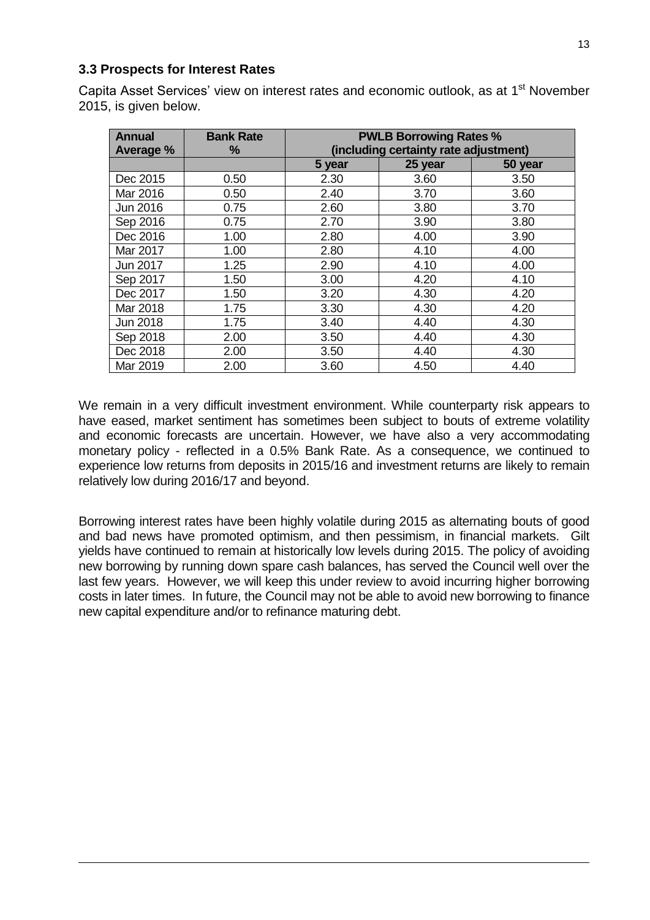### 3.3 Prospects for Interest Rates

Capita Asset Services' view on interest rates and economic outlook, as at 1st November 2015, is given below.

| Annual Average % | Bank Rate % | PWLB Borrowing Rates % (including certainty rate adjustment) | | |
|---|---|---|---|---|
| | | 5 year | 25 year | 50 year |
| Dec 2015 | 0.50 | 2.30 | 3.60 | 3.50 |
| Mar 2016 | 0.50 | 2.40 | 3.70 | 3.60 |
| Jun 2016 | 0.75 | 2.60 | 3.80 | 3.70 |
| Sep 2016 | 0.75 | 2.70 | 3.90 | 3.80 |
| Dec 2016 | 1.00 | 2.80 | 4.00 | 3.90 |
| Mar 2017 | 1.00 | 2.80 | 4.10 | 4.00 |
| Jun 2017 | 1.25 | 2.90 | 4.10 | 4.00 |
| Sep 2017 | 1.50 | 3.00 | 4.20 | 4.10 |
| Dec 2017 | 1.50 | 3.20 | 4.30 | 4.20 |
| Mar 2018 | 1.75 | 3.30 | 4.30 | 4.20 |
| Jun 2018 | 1.75 | 3.40 | 4.40 | 4.30 |
| Sep 2018 | 2.00 | 3.50 | 4.40 | 4.30 |
| Dec 2018 | 2.00 | 3.50 | 4.40 | 4.30 |
| Mar 2019 | 2.00 | 3.60 | 4.50 | 4.40 |

We remain in a very difficult investment environment. While counterparty risk appears to have eased, market sentiment has sometimes been subject to bouts of extreme volatility and economic forecasts are uncertain. However, we have also a very accommodating monetary policy - reflected in a 0.5% Bank Rate. As a consequence, we continued to experience low returns from deposits in 2015/16 and investment returns are likely to remain relatively low during 2016/17 and beyond.

Borrowing interest rates have been highly volatile during 2015 as alternating bouts of good and bad news have promoted optimism, and then pessimism, in financial markets. Gilt yields have continued to remain at historically low levels during 2015. The policy of avoiding new borrowing by running down spare cash balances, has served the Council well over the last few years. However, we will keep this under review to avoid incurring higher borrowing costs in later times. In future, the Council may not be able to avoid new borrowing to finance new capital expenditure and/or to refinance maturing debt.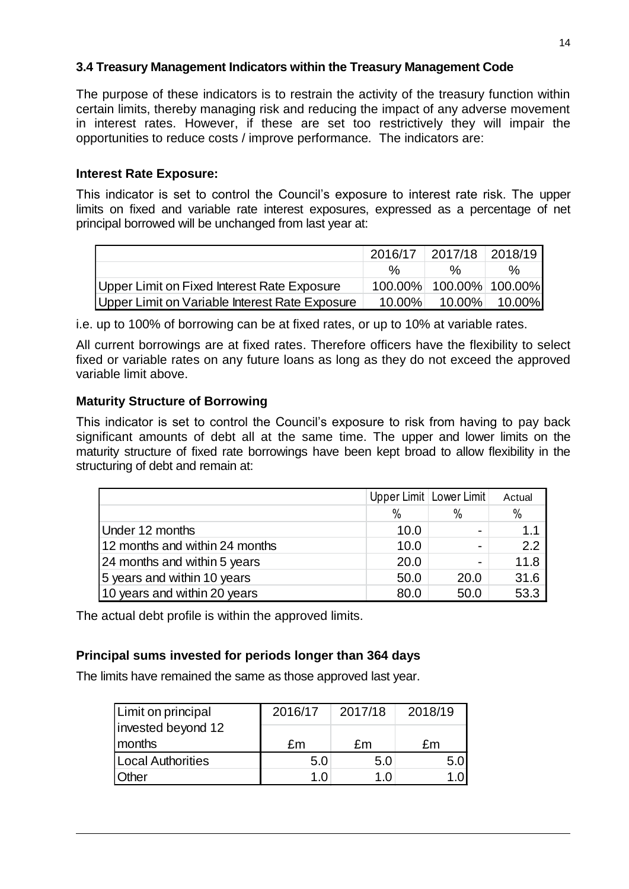### 3.4 Treasury Management Indicators within the Treasury Management Code

The purpose of these indicators is to restrain the activity of the treasury function within certain limits, thereby managing risk and reducing the impact of any adverse movement in interest rates. However, if these are set too restrictively they will impair the opportunities to reduce costs / improve performance. The indicators are:

**Interest Rate Exposure:**

This indicator is set to control the Council's exposure to interest rate risk. The upper limits on fixed and variable rate interest exposures, expressed as a percentage of net principal borrowed will be unchanged from last year at:

| | 2016/17 | 2017/18 | 2018/19 |
|---|---|---|---|
| | % | % | % |
| Upper Limit on Fixed Interest Rate Exposure | 100.00% | 100.00% | 100.00% |
| Upper Limit on Variable Interest Rate Exposure | 10.00% | 10.00% | 10.00% |

i.e. up to 100% of borrowing can be at fixed rates, or up to 10% at variable rates.

All current borrowings are at fixed rates. Therefore officers have the flexibility to select fixed or variable rates on any future loans as long as they do not exceed the approved variable limit above.

**Maturity Structure of Borrowing**

This indicator is set to control the Council's exposure to risk from having to pay back significant amounts of debt all at the same time. The upper and lower limits on the maturity structure of fixed rate borrowings have been kept broad to allow flexibility in the structuring of debt and remain at:

| | Upper Limit | Lower Limit | Actual |
|---|---|---|---|
| | % | % | % |
| Under 12 months | 10.0 | - | 1.1 |
| 12 months and within 24 months | 10.0 | - | 2.2 |
| 24 months and within 5 years | 20.0 | - | 11.8 |
| 5 years and within 10 years | 50.0 | 20.0 | 31.6 |
| 10 years and within 20 years | 80.0 | 50.0 | 53.3 |

The actual debt profile is within the approved limits.

**Principal sums invested for periods longer than 364 days**

The limits have remained the same as those approved last year.

| Limit on principal invested beyond 12 months | 2016/17 | 2017/18 | 2018/19 |
|---|---|---|---|
| | £m | £m | £m |
| Local Authorities | 5.0 | 5.0 | 5.0 |
| Other | 1.0 | 1.0 | 1.0 |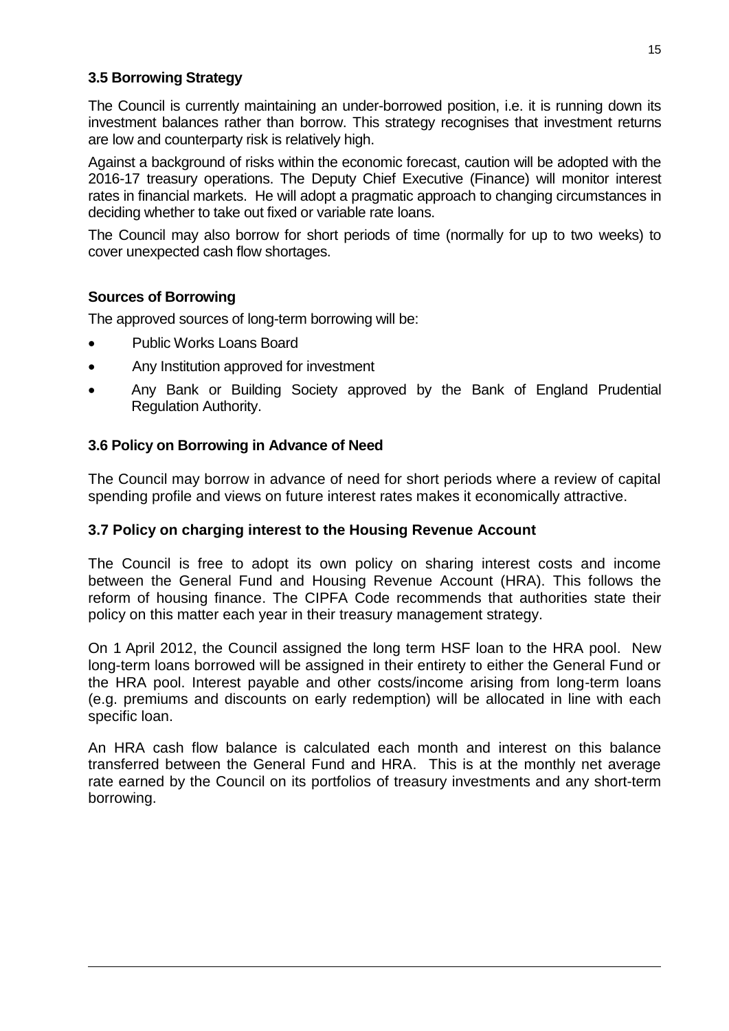### 3.5 Borrowing Strategy

The Council is currently maintaining an under-borrowed position, i.e. it is running down its investment balances rather than borrow. This strategy recognises that investment returns are low and counterparty risk is relatively high.

Against a background of risks within the economic forecast, caution will be adopted with the 2016-17 treasury operations. The Deputy Chief Executive (Finance) will monitor interest rates in financial markets. He will adopt a pragmatic approach to changing circumstances in deciding whether to take out fixed or variable rate loans.

The Council may also borrow for short periods of time (normally for up to two weeks) to cover unexpected cash flow shortages.

**Sources of Borrowing**

The approved sources of long-term borrowing will be:

- Public Works Loans Board
- Any Institution approved for investment
- Any Bank or Building Society approved by the Bank of England Prudential Regulation Authority.

### 3.6 Policy on Borrowing in Advance of Need

The Council may borrow in advance of need for short periods where a review of capital spending profile and views on future interest rates makes it economically attractive.

### 3.7 Policy on charging interest to the Housing Revenue Account

The Council is free to adopt its own policy on sharing interest costs and income between the General Fund and Housing Revenue Account (HRA). This follows the reform of housing finance. The CIPFA Code recommends that authorities state their policy on this matter each year in their treasury management strategy.

On 1 April 2012, the Council assigned the long term HSF loan to the HRA pool. New long-term loans borrowed will be assigned in their entirety to either the General Fund or the HRA pool. Interest payable and other costs/income arising from long-term loans (e.g. premiums and discounts on early redemption) will be allocated in line with each specific loan.

An HRA cash flow balance is calculated each month and interest on this balance transferred between the General Fund and HRA. This is at the monthly net average rate earned by the Council on its portfolios of treasury investments and any short-term borrowing.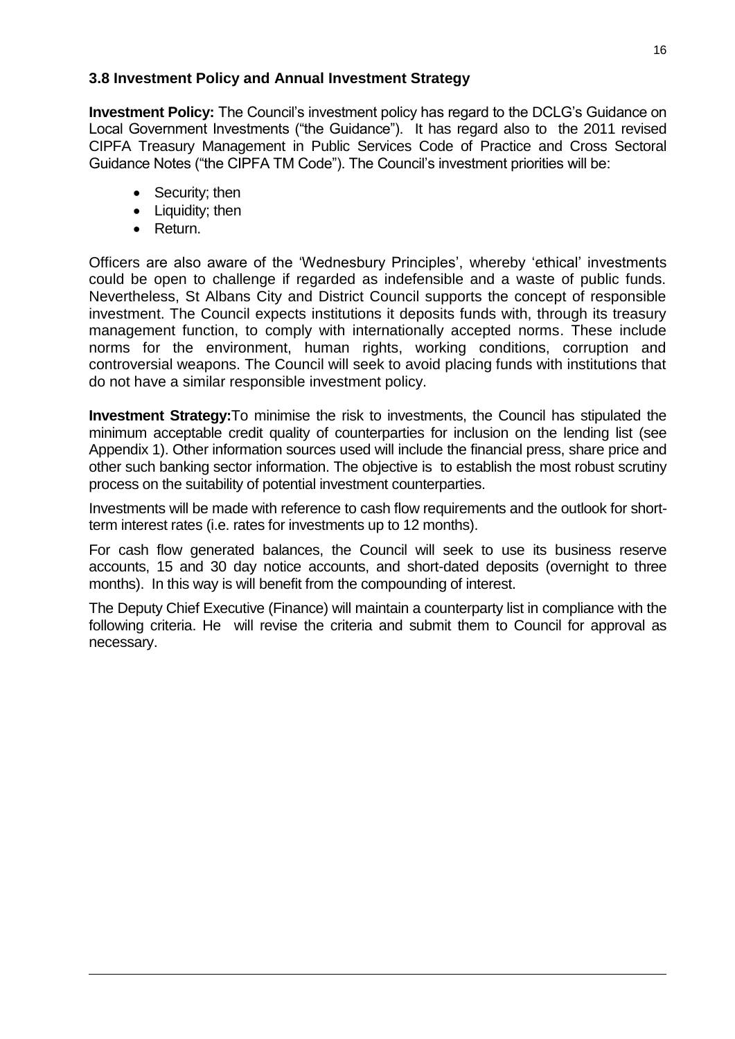### 3.8 Investment Policy and Annual Investment Strategy

**Investment Policy:** The Council's investment policy has regard to the DCLG's Guidance on Local Government Investments ("the Guidance"). It has regard also to the 2011 revised CIPFA Treasury Management in Public Services Code of Practice and Cross Sectoral Guidance Notes ("the CIPFA TM Code"). The Council's investment priorities will be:

- Security; then
- Liquidity; then
- Return.

Officers are also aware of the 'Wednesbury Principles', whereby 'ethical' investments could be open to challenge if regarded as indefensible and a waste of public funds. Nevertheless, St Albans City and District Council supports the concept of responsible investment. The Council expects institutions it deposits funds with, through its treasury management function, to comply with internationally accepted norms. These include norms for the environment, human rights, working conditions, corruption and controversial weapons. The Council will seek to avoid placing funds with institutions that do not have a similar responsible investment policy.

**Investment Strategy:** To minimise the risk to investments, the Council has stipulated the minimum acceptable credit quality of counterparties for inclusion on the lending list (see Appendix 1). Other information sources used will include the financial press, share price and other such banking sector information. The objective is to establish the most robust scrutiny process on the suitability of potential investment counterparties.

Investments will be made with reference to cash flow requirements and the outlook for short-term interest rates (i.e. rates for investments up to 12 months).

For cash flow generated balances, the Council will seek to use its business reserve accounts, 15 and 30 day notice accounts, and short-dated deposits (overnight to three months). In this way is will benefit from the compounding of interest.

The Deputy Chief Executive (Finance) will maintain a counterparty list in compliance with the following criteria. He will revise the criteria and submit them to Council for approval as necessary.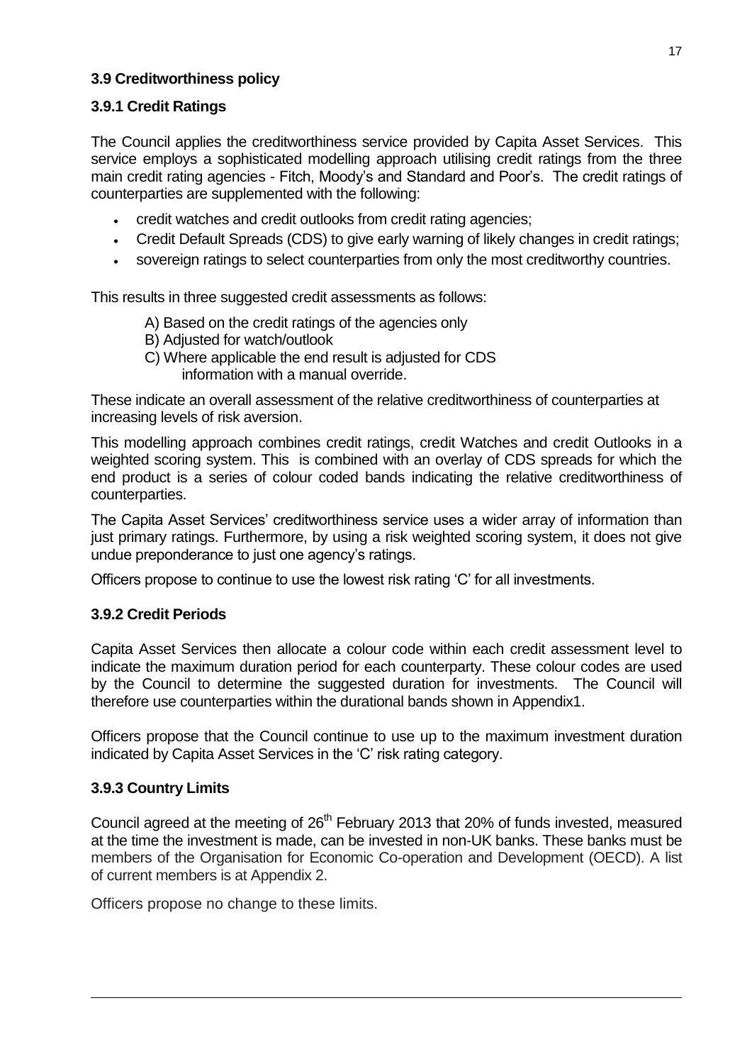### 3.9 Creditworthiness policy

### 3.9.1 Credit Ratings

The Council applies the creditworthiness service provided by Capita Asset Services. This service employs a sophisticated modelling approach utilising credit ratings from the three main credit rating agencies - Fitch, Moody's and Standard and Poor's. The credit ratings of counterparties are supplemented with the following:

- credit watches and credit outlooks from credit rating agencies;
- Credit Default Spreads (CDS) to give early warning of likely changes in credit ratings;
- sovereign ratings to select counterparties from only the most creditworthy countries.

This results in three suggested credit assessments as follows:

A) Based on the credit ratings of the agencies only
B) Adjusted for watch/outlook
C) Where applicable the end result is adjusted for CDS information with a manual override.

These indicate an overall assessment of the relative creditworthiness of counterparties at increasing levels of risk aversion.

This modelling approach combines credit ratings, credit Watches and credit Outlooks in a weighted scoring system. This is combined with an overlay of CDS spreads for which the end product is a series of colour coded bands indicating the relative creditworthiness of counterparties.

The Capita Asset Services' creditworthiness service uses a wider array of information than just primary ratings. Furthermore, by using a risk weighted scoring system, it does not give undue preponderance to just one agency's ratings.

Officers propose to continue to use the lowest risk rating 'C' for all investments.

### 3.9.2 Credit Periods

Capita Asset Services then allocate a colour code within each credit assessment level to indicate the maximum duration period for each counterparty. These colour codes are used by the Council to determine the suggested duration for investments. The Council will therefore use counterparties within the durational bands shown in Appendix1.

Officers propose that the Council continue to use up to the maximum investment duration indicated by Capita Asset Services in the 'C' risk rating category.

### 3.9.3 Country Limits

Council agreed at the meeting of 26th February 2013 that 20% of funds invested, measured at the time the investment is made, can be invested in non-UK banks. These banks must be members of the Organisation for Economic Co-operation and Development (OECD). A list of current members is at Appendix 2.

Officers propose no change to these limits.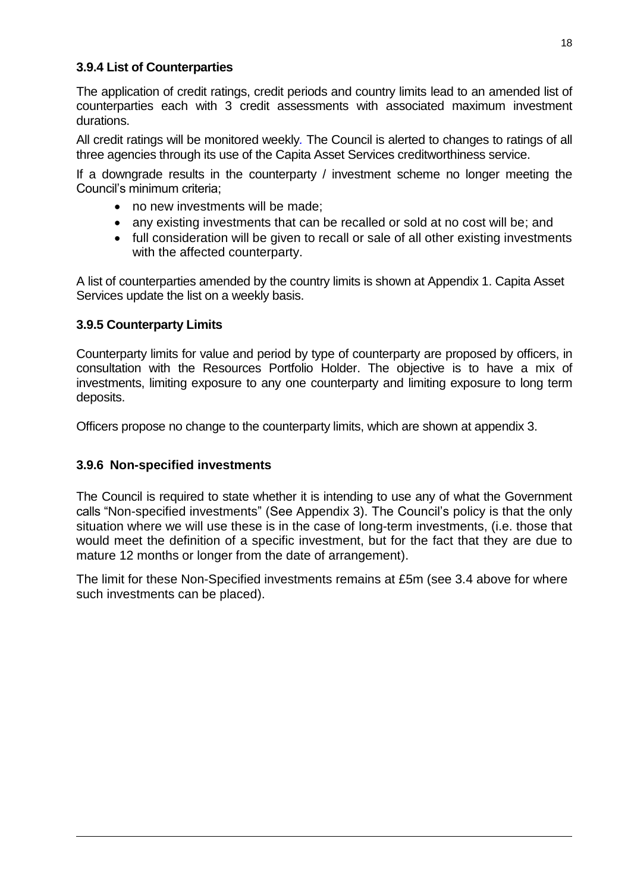### 3.9.4 List of Counterparties

The application of credit ratings, credit periods and country limits lead to an amended list of counterparties each with 3 credit assessments with associated maximum investment durations.

All credit ratings will be monitored weekly. The Council is alerted to changes to ratings of all three agencies through its use of the Capita Asset Services creditworthiness service.

If a downgrade results in the counterparty / investment scheme no longer meeting the Council's minimum criteria;

- no new investments will be made;
- any existing investments that can be recalled or sold at no cost will be; and
- full consideration will be given to recall or sale of all other existing investments with the affected counterparty.

A list of counterparties amended by the country limits is shown at Appendix 1. Capita Asset Services update the list on a weekly basis.

### 3.9.5 Counterparty Limits

Counterparty limits for value and period by type of counterparty are proposed by officers, in consultation with the Resources Portfolio Holder. The objective is to have a mix of investments, limiting exposure to any one counterparty and limiting exposure to long term deposits.

Officers propose no change to the counterparty limits, which are shown at appendix 3.

### 3.9.6 Non-specified investments

The Council is required to state whether it is intending to use any of what the Government calls "Non-specified investments" (See Appendix 3). The Council's policy is that the only situation where we will use these is in the case of long-term investments, (i.e. those that would meet the definition of a specific investment, but for the fact that they are due to mature 12 months or longer from the date of arrangement).

The limit for these Non-Specified investments remains at £5m (see 3.4 above for where such investments can be placed).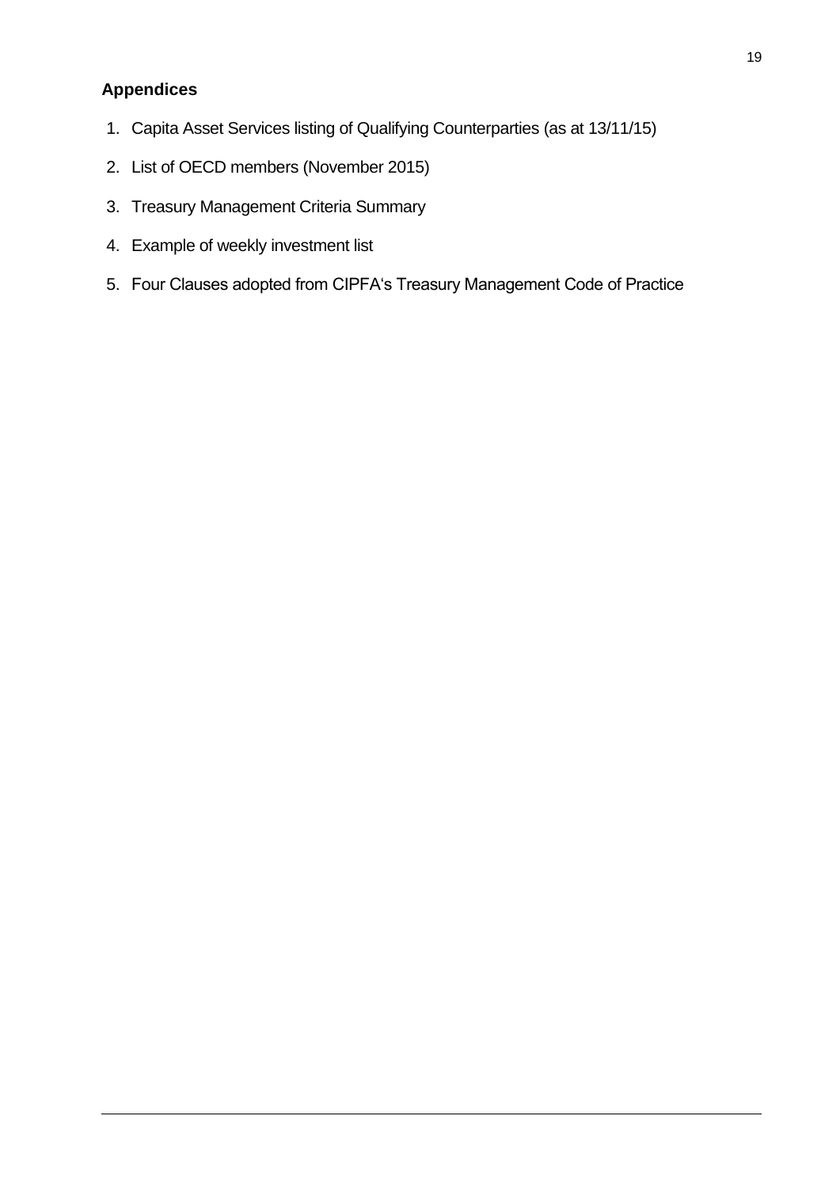## Appendices

1. Capita Asset Services listing of Qualifying Counterparties (as at 13/11/15)
2. List of OECD members (November 2015)
3. Treasury Management Criteria Summary
4. Example of weekly investment list
5. Four Clauses adopted from CIPFA's Treasury Management Code of Practice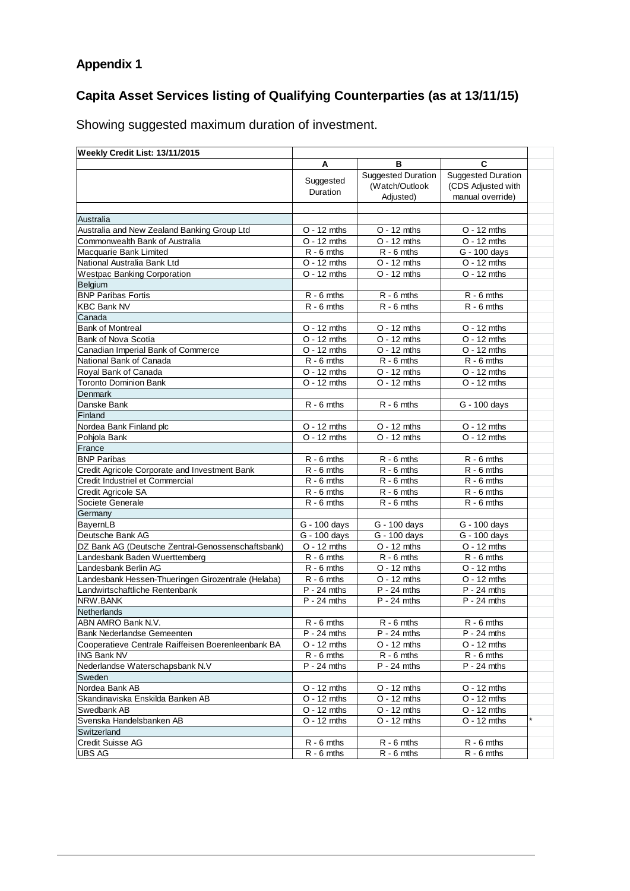## Appendix 1

## Capita Asset Services listing of Qualifying Counterparties (as at 13/11/15)

Showing suggested maximum duration of investment.

| Weekly Credit List: 13/11/2015 | A | B | C | |
|---|---|---|---|---|
| | Suggested Duration | Suggested Duration (Watch/Outlook Adjusted) | Suggested Duration (CDS Adjusted with manual override) | |
| **Australia** | | | | |
| Australia and New Zealand Banking Group Ltd | O - 12 mths | O - 12 mths | O - 12 mths | |
| Commonwealth Bank of Australia | O - 12 mths | O - 12 mths | O - 12 mths | |
| Macquarie Bank Limited | R - 6 mths | R - 6 mths | G - 100 days | |
| National Australia Bank Ltd | O - 12 mths | O - 12 mths | O - 12 mths | |
| Westpac Banking Corporation | O - 12 mths | O - 12 mths | O - 12 mths | |
| **Belgium** | | | | |
| BNP Paribas Fortis | R - 6 mths | R - 6 mths | R - 6 mths | |
| KBC Bank NV | R - 6 mths | R - 6 mths | R - 6 mths | |
| **Canada** | | | | |
| Bank of Montreal | O - 12 mths | O - 12 mths | O - 12 mths | |
| Bank of Nova Scotia | O - 12 mths | O - 12 mths | O - 12 mths | |
| Canadian Imperial Bank of Commerce | O - 12 mths | O - 12 mths | O - 12 mths | |
| National Bank of Canada | R - 6 mths | R - 6 mths | R - 6 mths | |
| Royal Bank of Canada | O - 12 mths | O - 12 mths | O - 12 mths | |
| Toronto Dominion Bank | O - 12 mths | O - 12 mths | O - 12 mths | |
| **Denmark** | | | | |
| Danske Bank | R - 6 mths | R - 6 mths | G - 100 days | |
| **Finland** | | | | |
| Nordea Bank Finland plc | O - 12 mths | O - 12 mths | O - 12 mths | |
| Pohjola Bank | O - 12 mths | O - 12 mths | O - 12 mths | |
| **France** | | | | |
| BNP Paribas | R - 6 mths | R - 6 mths | R - 6 mths | |
| Credit Agricole Corporate and Investment Bank | R - 6 mths | R - 6 mths | R - 6 mths | |
| Credit Industriel et Commercial | R - 6 mths | R - 6 mths | R - 6 mths | |
| Credit Agricole SA | R - 6 mths | R - 6 mths | R - 6 mths | |
| Societe Generale | R - 6 mths | R - 6 mths | R - 6 mths | |
| **Germany** | | | | |
| BayernLB | G - 100 days | G - 100 days | G - 100 days | |
| Deutsche Bank AG | G - 100 days | G - 100 days | G - 100 days | |
| DZ Bank AG (Deutsche Zentral-Genossenschaftsbank) | O - 12 mths | O - 12 mths | O - 12 mths | |
| Landesbank Baden Wuerttemberg | R - 6 mths | R - 6 mths | R - 6 mths | |
| Landesbank Berlin AG | R - 6 mths | O - 12 mths | O - 12 mths | |
| Landesbank Hessen-Thueringen Girozentrale (Helaba) | R - 6 mths | O - 12 mths | O - 12 mths | |
| Landwirtschaftliche Rentenbank | P - 24 mths | P - 24 mths | P - 24 mths | |
| NRW.BANK | P - 24 mths | P - 24 mths | P - 24 mths | |
| **Netherlands** | | | | |
| ABN AMRO Bank N.V. | R - 6 mths | R - 6 mths | R - 6 mths | |
| Bank Nederlandse Gemeenten | P - 24 mths | P - 24 mths | P - 24 mths | |
| Cooperatieve Centrale Raiffeisen Boerenleenbank BA | O - 12 mths | O - 12 mths | O - 12 mths | |
| ING Bank NV | R - 6 mths | R - 6 mths | R - 6 mths | |
| Nederlandse Waterschapsbank N.V | P - 24 mths | P - 24 mths | P - 24 mths | |
| **Sweden** | | | | |
| Nordea Bank AB | O - 12 mths | O - 12 mths | O - 12 mths | |
| Skandinaviska Enskilda Banken AB | O - 12 mths | O - 12 mths | O - 12 mths | |
| Swedbank AB | O - 12 mths | O - 12 mths | O - 12 mths | |
| Svenska Handelsbanken AB | O - 12 mths | O - 12 mths | O - 12 mths | * |
| **Switzerland** | | | | |
| Credit Suisse AG | R - 6 mths | R - 6 mths | R - 6 mths | |
| UBS AG | R - 6 mths | R - 6 mths | R - 6 mths | |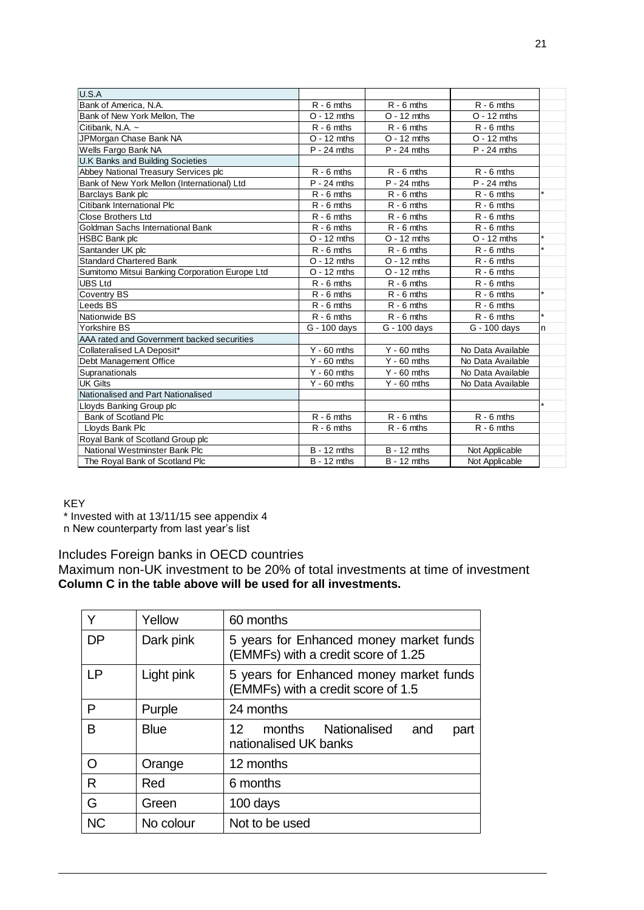| | | | | |
|---|---|---|---|---|
| U.S.A | | | | |
| Bank of America, N.A. | R - 6 mths | R - 6 mths | R - 6 mths | |
| Bank of New York Mellon, The | O - 12 mths | O - 12 mths | O - 12 mths | |
| Citibank, N.A. ~ | R - 6 mths | R - 6 mths | R - 6 mths | |
| JPMorgan Chase Bank NA | O - 12 mths | O - 12 mths | O - 12 mths | |
| Wells Fargo Bank NA | P - 24 mths | P - 24 mths | P - 24 mths | |
| U.K Banks and Building Societies | | | | |
| Abbey National Treasury Services plc | R - 6 mths | R - 6 mths | R - 6 mths | |
| Bank of New York Mellon (International) Ltd | P - 24 mths | P - 24 mths | P - 24 mths | |
| Barclays Bank plc | R - 6 mths | R - 6 mths | R - 6 mths | * |
| Citibank International Plc | R - 6 mths | R - 6 mths | R - 6 mths | |
| Close Brothers Ltd | R - 6 mths | R - 6 mths | R - 6 mths | |
| Goldman Sachs International Bank | R - 6 mths | R - 6 mths | R - 6 mths | |
| HSBC Bank plc | O - 12 mths | O - 12 mths | O - 12 mths | * |
| Santander UK plc | R - 6 mths | R - 6 mths | R - 6 mths | * |
| Standard Chartered Bank | O - 12 mths | O - 12 mths | R - 6 mths | |
| Sumitomo Mitsui Banking Corporation Europe Ltd | O - 12 mths | O - 12 mths | R - 6 mths | |
| UBS Ltd | R - 6 mths | R - 6 mths | R - 6 mths | |
| Coventry BS | R - 6 mths | R - 6 mths | R - 6 mths | * |
| Leeds BS | R - 6 mths | R - 6 mths | R - 6 mths | |
| Nationwide BS | R - 6 mths | R - 6 mths | R - 6 mths | * |
| Yorkshire BS | G - 100 days | G - 100 days | G - 100 days | n |
| AAA rated and Government backed securities | | | | |
| Collateralised LA Deposit* | Y - 60 mths | Y - 60 mths | No Data Available | |
| Debt Management Office | Y - 60 mths | Y - 60 mths | No Data Available | |
| Supranationals | Y - 60 mths | Y - 60 mths | No Data Available | |
| UK Gilts | Y - 60 mths | Y - 60 mths | No Data Available | |
| Nationalised and Part Nationalised | | | | |
| Lloyds Banking Group plc | | | | * |
| Bank of Scotland Plc | R - 6 mths | R - 6 mths | R - 6 mths | |
| Lloyds Bank Plc | R - 6 mths | R - 6 mths | R - 6 mths | |
| Royal Bank of Scotland Group plc | | | | |
| National Westminster Bank Plc | B - 12 mths | B - 12 mths | Not Applicable | |
| The Royal Bank of Scotland Plc | B - 12 mths | B - 12 mths | Not Applicable | |

KEY

\* Invested with at 13/11/15 see appendix 4

n New counterparty from last year's list

Includes Foreign banks in OECD countries

Maximum non-UK investment to be 20% of total investments at time of investment

**Column C in the table above will be used for all investments.**

| | | |
|---|---|---|
| Y | Yellow | 60 months |
| DP | Dark pink | 5 years for Enhanced money market funds (EMMFs) with a credit score of 1.25 |
| LP | Light pink | 5 years for Enhanced money market funds (EMMFs) with a credit score of 1.5 |
| P | Purple | 24 months |
| B | Blue | 12 months Nationalised and part nationalised UK banks |
| O | Orange | 12 months |
| R | Red | 6 months |
| G | Green | 100 days |
| NC | No colour | Not to be used |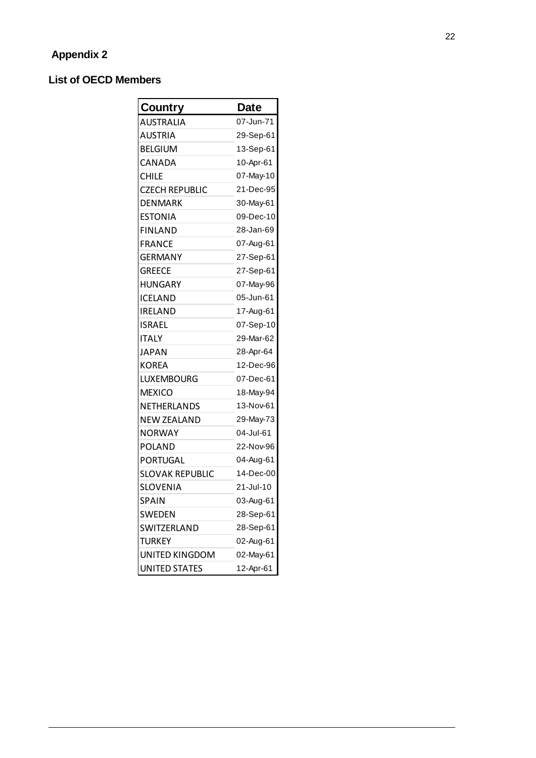## Appendix 2

### List of OECD Members

| Country | Date |
|---|---|
| AUSTRALIA | 07-Jun-71 |
| AUSTRIA | 29-Sep-61 |
| BELGIUM | 13-Sep-61 |
| CANADA | 10-Apr-61 |
| CHILE | 07-May-10 |
| CZECH REPUBLIC | 21-Dec-95 |
| DENMARK | 30-May-61 |
| ESTONIA | 09-Dec-10 |
| FINLAND | 28-Jan-69 |
| FRANCE | 07-Aug-61 |
| GERMANY | 27-Sep-61 |
| GREECE | 27-Sep-61 |
| HUNGARY | 07-May-96 |
| ICELAND | 05-Jun-61 |
| IRELAND | 17-Aug-61 |
| ISRAEL | 07-Sep-10 |
| ITALY | 29-Mar-62 |
| JAPAN | 28-Apr-64 |
| KOREA | 12-Dec-96 |
| LUXEMBOURG | 07-Dec-61 |
| MEXICO | 18-May-94 |
| NETHERLANDS | 13-Nov-61 |
| NEW ZEALAND | 29-May-73 |
| NORWAY | 04-Jul-61 |
| POLAND | 22-Nov-96 |
| PORTUGAL | 04-Aug-61 |
| SLOVAK REPUBLIC | 14-Dec-00 |
| SLOVENIA | 21-Jul-10 |
| SPAIN | 03-Aug-61 |
| SWEDEN | 28-Sep-61 |
| SWITZERLAND | 28-Sep-61 |
| TURKEY | 02-Aug-61 |
| UNITED KINGDOM | 02-May-61 |
| UNITED STATES | 12-Apr-61 |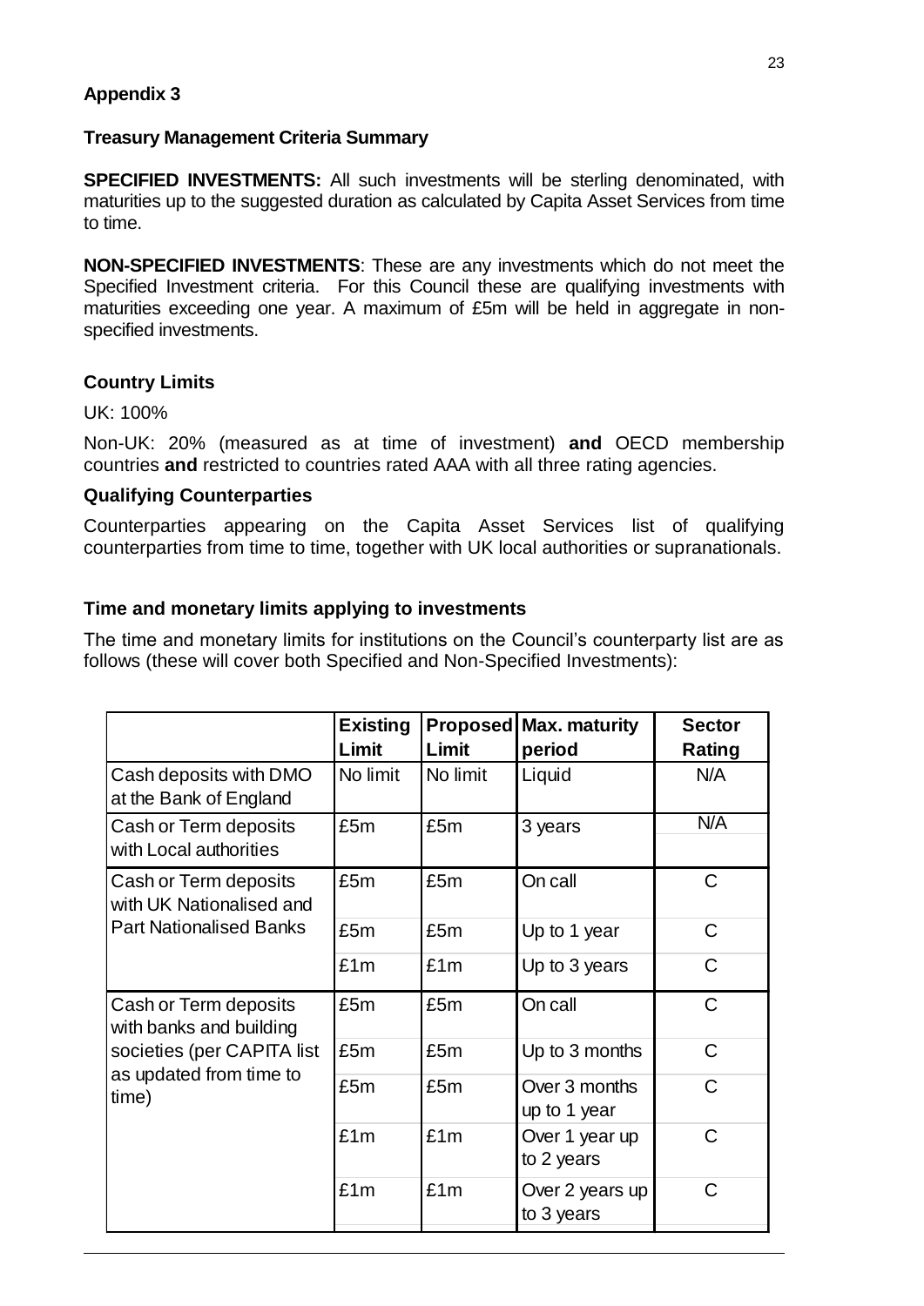**Appendix 3**

**Treasury Management Criteria Summary**

**SPECIFIED INVESTMENTS:** All such investments will be sterling denominated, with maturities up to the suggested duration as calculated by Capita Asset Services from time to time.

**NON-SPECIFIED INVESTMENTS**: These are any investments which do not meet the Specified Investment criteria. For this Council these are qualifying investments with maturities exceeding one year. A maximum of £5m will be held in aggregate in non-specified investments.

### Country Limits

UK: 100%

Non-UK: 20% (measured as at time of investment) **and** OECD membership countries **and** restricted to countries rated AAA with all three rating agencies.

### Qualifying Counterparties

Counterparties appearing on the Capita Asset Services list of qualifying counterparties from time to time, together with UK local authorities or supranationals.

### Time and monetary limits applying to investments

The time and monetary limits for institutions on the Council's counterparty list are as follows (these will cover both Specified and Non-Specified Investments):

| | Existing Limit | Proposed Limit | Max. maturity period | Sector Rating |
|---|---|---|---|---|
| Cash deposits with DMO at the Bank of England | No limit | No limit | Liquid | N/A |
| Cash or Term deposits with Local authorities | £5m | £5m | 3 years | N/A |
| Cash or Term deposits with UK Nationalised and Part Nationalised Banks | £5m | £5m | On call | C |
| | £5m | £5m | Up to 1 year | C |
| | £1m | £1m | Up to 3 years | C |
| Cash or Term deposits with banks and building societies (per CAPITA list as updated from time to time) | £5m | £5m | On call | C |
| | £5m | £5m | Up to 3 months | C |
| | £5m | £5m | Over 3 months up to 1 year | C |
| | £1m | £1m | Over 1 year up to 2 years | C |
| | £1m | £1m | Over 2 years up to 3 years | C |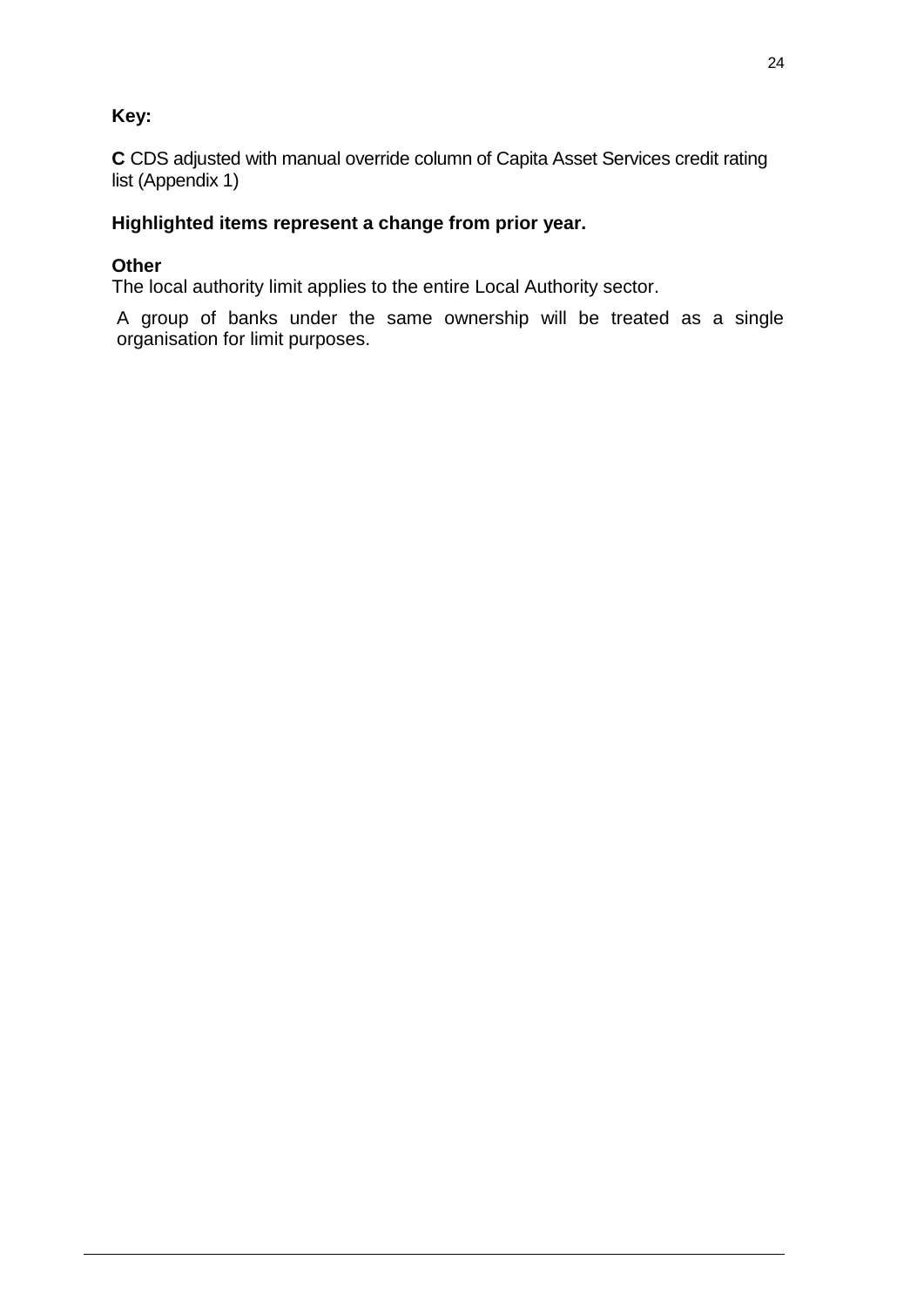**Key:**

**C** CDS adjusted with manual override column of Capita Asset Services credit rating list (Appendix 1)

**Highlighted items represent a change from prior year.**

**Other**

The local authority limit applies to the entire Local Authority sector.

A group of banks under the same ownership will be treated as a single organisation for limit purposes.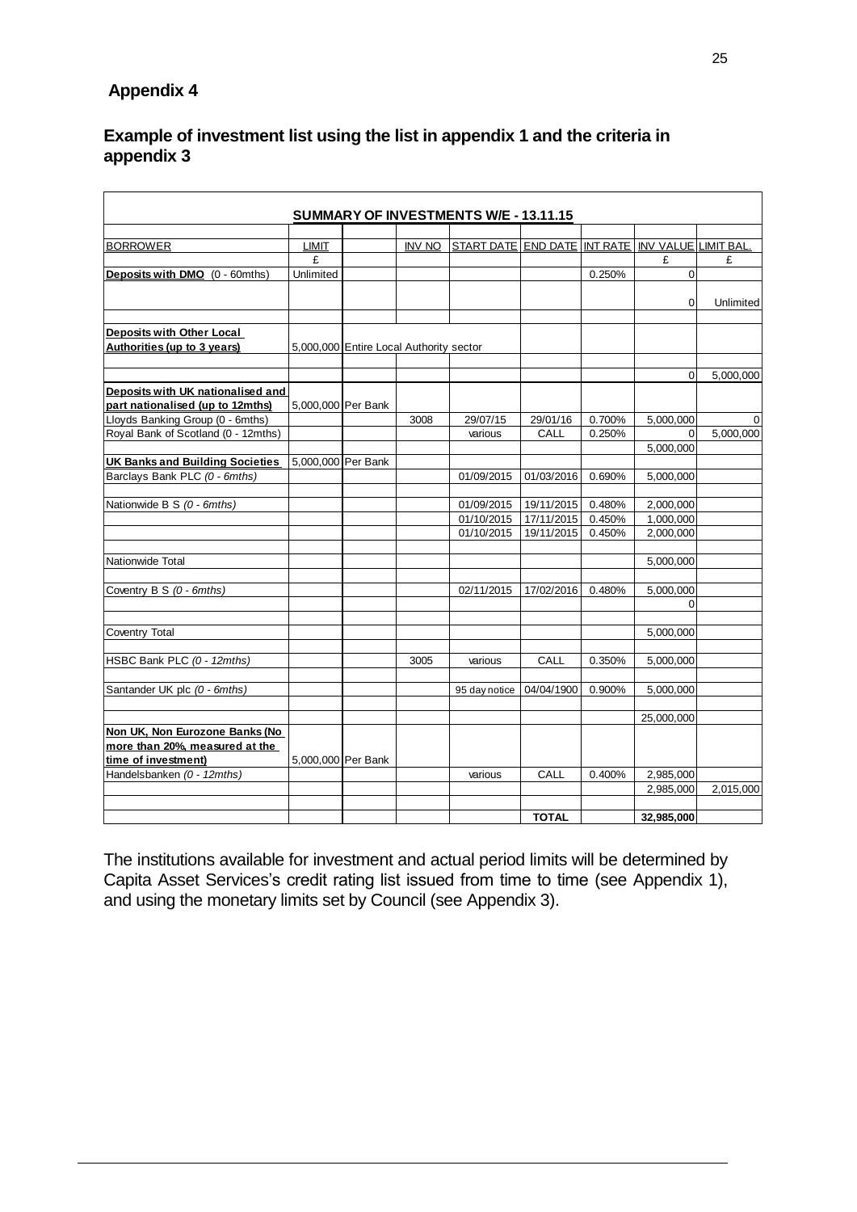## Appendix 4

### Example of investment list using the list in appendix 1 and the criteria in appendix 3

| SUMMARY OF INVESTMENTS W/E - 13.11.15 | | | | | | | | |
|---|---|---|---|---|---|---|---|---|
| BORROWER | LIMIT | | INV NO | START DATE | END DATE | INT RATE | INV VALUE | LIMIT BAL. |
| | £ | | | | | | £ | £ |
| **Deposits with DMO** (0 - 60mths) | Unlimited | | | | | 0.250% | 0 | |
| | | | | | | | 0 | Unlimited |
| **Deposits with Other Local Authorities (up to 3 years)** | 5,000,000 | Entire Local Authority sector | | | | | | |
| | | | | | | | 0 | 5,000,000 |
| **Deposits with UK nationalised and part nationalised (up to 12mths)** | 5,000,000 | Per Bank | | | | | | |
| Lloyds Banking Group (0 - 6mths) | | | 3008 | 29/07/15 | 29/01/16 | 0.700% | 5,000,000 | 0 |
| Royal Bank of Scotland (0 - 12mths) | | | | various | CALL | 0.250% | 0 | 5,000,000 |
| | | | | | | | 5,000,000 | |
| **UK Banks and Building Societies** | 5,000,000 | Per Bank | | | | | | |
| Barclays Bank PLC *(0 - 6mths)* | | | | 01/09/2015 | 01/03/2016 | 0.690% | 5,000,000 | |
| Nationwide B S *(0 - 6mths)* | | | | 01/09/2015 | 19/11/2015 | 0.480% | 2,000,000 | |
| | | | | 01/10/2015 | 17/11/2015 | 0.450% | 1,000,000 | |
| | | | | 01/10/2015 | 19/11/2015 | 0.450% | 2,000,000 | |
| Nationwide Total | | | | | | | 5,000,000 | |
| Coventry B S *(0 - 6mths)* | | | | 02/11/2015 | 17/02/2016 | 0.480% | 5,000,000 | |
| | | | | | | | 0 | |
| Coventry Total | | | | | | | 5,000,000 | |
| HSBC Bank PLC *(0 - 12mths)* | | | 3005 | various | CALL | 0.350% | 5,000,000 | |
| Santander UK plc *(0 - 6mths)* | | | | 95 day notice | 04/04/1900 | 0.900% | 5,000,000 | |
| | | | | | | | 25,000,000 | |
| **Non UK, Non Eurozone Banks (No more than 20%, measured at the time of investment)** | 5,000,000 | Per Bank | | | | | | |
| Handelsbanken *(0 - 12mths)* | | | | various | CALL | 0.400% | 2,985,000 | |
| | | | | | | | 2,985,000 | 2,015,000 |
| | | | | | **TOTAL** | | **32,985,000** | |

The institutions available for investment and actual period limits will be determined by Capita Asset Services's credit rating list issued from time to time (see Appendix 1), and using the monetary limits set by Council (see Appendix 3).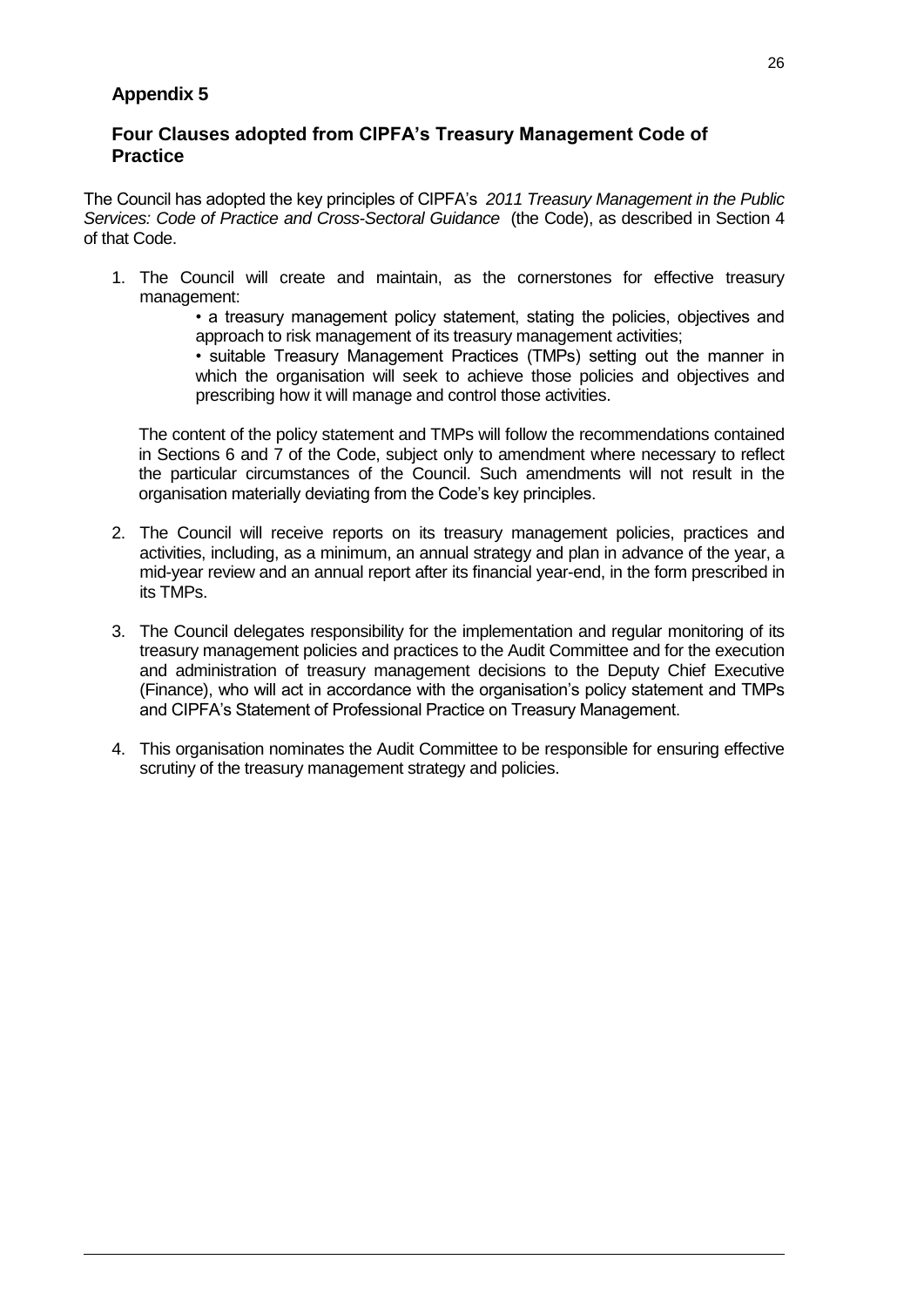## Appendix 5

### Four Clauses adopted from CIPFA's Treasury Management Code of Practice

The Council has adopted the key principles of CIPFA's *2011 Treasury Management in the Public Services: Code of Practice and Cross-Sectoral Guidance* (the Code), as described in Section 4 of that Code.

1. The Council will create and maintain, as the cornerstones for effective treasury management:

   • a treasury management policy statement, stating the policies, objectives and approach to risk management of its treasury management activities;

   • suitable Treasury Management Practices (TMPs) setting out the manner in which the organisation will seek to achieve those policies and objectives and prescribing how it will manage and control those activities.

   The content of the policy statement and TMPs will follow the recommendations contained in Sections 6 and 7 of the Code, subject only to amendment where necessary to reflect the particular circumstances of the Council. Such amendments will not result in the organisation materially deviating from the Code's key principles.

2. The Council will receive reports on its treasury management policies, practices and activities, including, as a minimum, an annual strategy and plan in advance of the year, a mid-year review and an annual report after its financial year-end, in the form prescribed in its TMPs.

3. The Council delegates responsibility for the implementation and regular monitoring of its treasury management policies and practices to the Audit Committee and for the execution and administration of treasury management decisions to the Deputy Chief Executive (Finance), who will act in accordance with the organisation's policy statement and TMPs and CIPFA's Statement of Professional Practice on Treasury Management.

4. This organisation nominates the Audit Committee to be responsible for ensuring effective scrutiny of the treasury management strategy and policies.